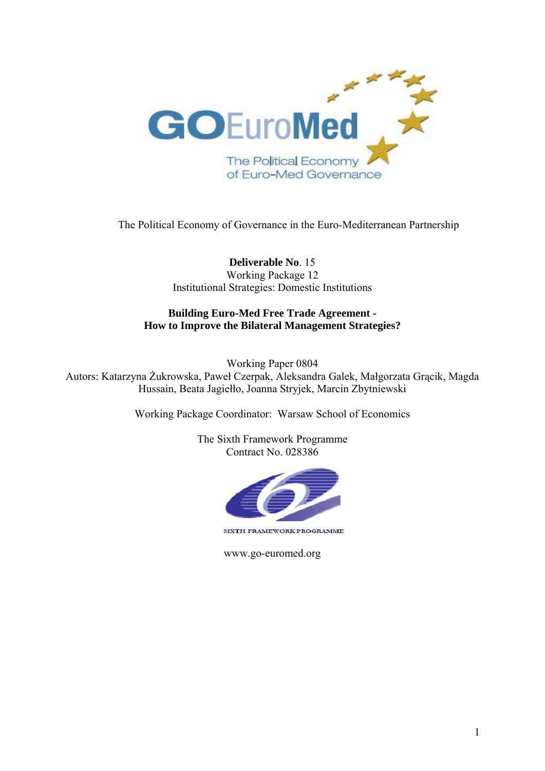The Political Economy of Governance in the Euro-Mediterranean Partnership

**Deliverable No**. 15
Working Package 12
Institutional Strategies: Domestic Institutions

**Building Euro-Med Free Trade Agreement -**
**How to Improve the Bilateral Management Strategies?**

Working Paper 0804
Autors: Katarzyna Żukrowska, Paweł Czerpak, Aleksandra Galek, Małgorzata Grącik, Magda Hussain, Beata Jagiełło, Joanna Stryjek, Marcin Zbytniewski

Working Package Coordinator: Warsaw School of Economics

The Sixth Framework Programme
Contract No. 028386

www.go-euromed.org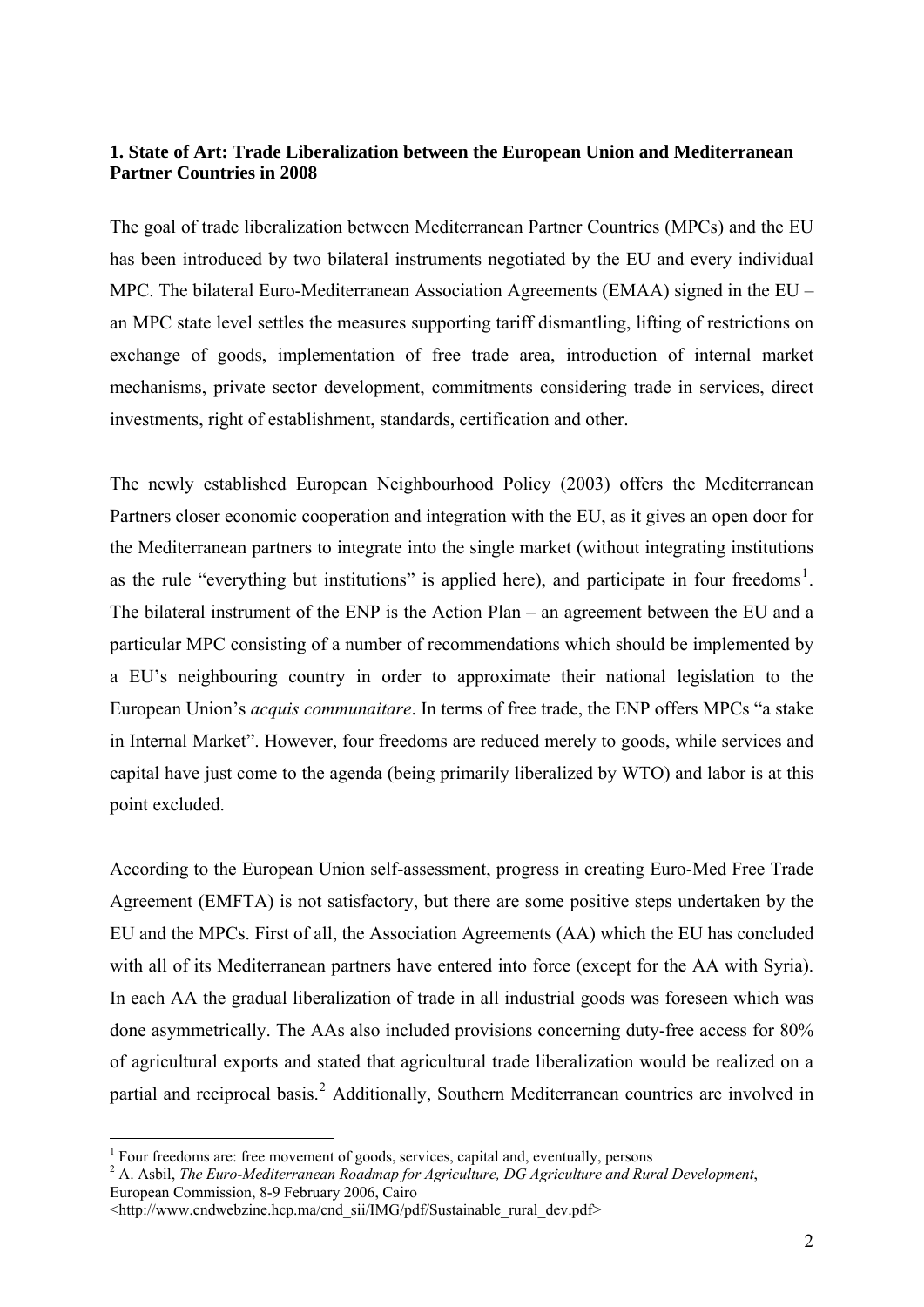## 1. State of Art: Trade Liberalization between the European Union and Mediterranean Partner Countries in 2008

The goal of trade liberalization between Mediterranean Partner Countries (MPCs) and the EU has been introduced by two bilateral instruments negotiated by the EU and every individual MPC. The bilateral Euro-Mediterranean Association Agreements (EMAA) signed in the EU – an MPC state level settles the measures supporting tariff dismantling, lifting of restrictions on exchange of goods, implementation of free trade area, introduction of internal market mechanisms, private sector development, commitments considering trade in services, direct investments, right of establishment, standards, certification and other.

The newly established European Neighbourhood Policy (2003) offers the Mediterranean Partners closer economic cooperation and integration with the EU, as it gives an open door for the Mediterranean partners to integrate into the single market (without integrating institutions as the rule "everything but institutions" is applied here), and participate in four freedoms[1]. The bilateral instrument of the ENP is the Action Plan – an agreement between the EU and a particular MPC consisting of a number of recommendations which should be implemented by a EU's neighbouring country in order to approximate their national legislation to the European Union's *acquis communaitare*. In terms of free trade, the ENP offers MPCs "a stake in Internal Market". However, four freedoms are reduced merely to goods, while services and capital have just come to the agenda (being primarily liberalized by WTO) and labor is at this point excluded.

According to the European Union self-assessment, progress in creating Euro-Med Free Trade Agreement (EMFTA) is not satisfactory, but there are some positive steps undertaken by the EU and the MPCs. First of all, the Association Agreements (AA) which the EU has concluded with all of its Mediterranean partners have entered into force (except for the AA with Syria). In each AA the gradual liberalization of trade in all industrial goods was foreseen which was done asymmetrically. The AAs also included provisions concerning duty-free access for 80% of agricultural exports and stated that agricultural trade liberalization would be realized on a partial and reciprocal basis.[2] Additionally, Southern Mediterranean countries are involved in

---

[1] Four freedoms are: free movement of goods, services, capital and, eventually, persons

[2] A. Asbil, *The Euro-Mediterranean Roadmap for Agriculture, DG Agriculture and Rural Development*, European Commission, 8-9 February 2006, Cairo <http://www.cndwebzine.hcp.ma/cnd_sii/IMG/pdf/Sustainable_rural_dev.pdf>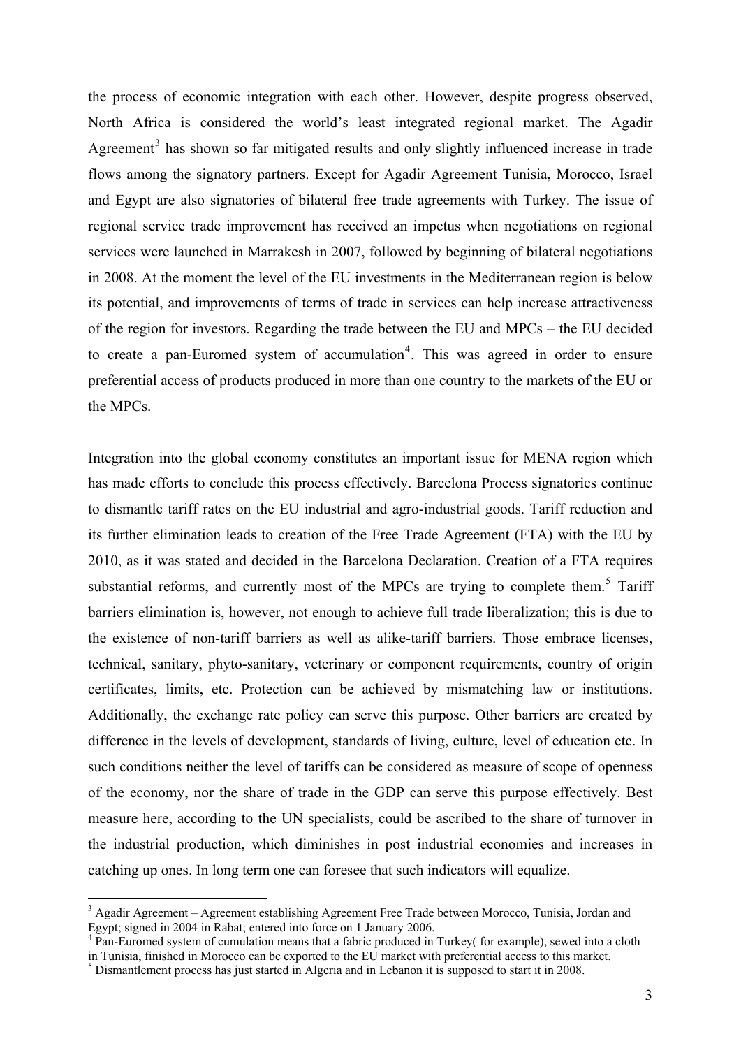the process of economic integration with each other. However, despite progress observed, North Africa is considered the world's least integrated regional market. The Agadir Agreement[3] has shown so far mitigated results and only slightly influenced increase in trade flows among the signatory partners. Except for Agadir Agreement Tunisia, Morocco, Israel and Egypt are also signatories of bilateral free trade agreements with Turkey. The issue of regional service trade improvement has received an impetus when negotiations on regional services were launched in Marrakesh in 2007, followed by beginning of bilateral negotiations in 2008. At the moment the level of the EU investments in the Mediterranean region is below its potential, and improvements of terms of trade in services can help increase attractiveness of the region for investors. Regarding the trade between the EU and MPCs – the EU decided to create a pan-Euromed system of accumulation[4]. This was agreed in order to ensure preferential access of products produced in more than one country to the markets of the EU or the MPCs.

Integration into the global economy constitutes an important issue for MENA region which has made efforts to conclude this process effectively. Barcelona Process signatories continue to dismantle tariff rates on the EU industrial and agro-industrial goods. Tariff reduction and its further elimination leads to creation of the Free Trade Agreement (FTA) with the EU by 2010, as it was stated and decided in the Barcelona Declaration. Creation of a FTA requires substantial reforms, and currently most of the MPCs are trying to complete them.[5] Tariff barriers elimination is, however, not enough to achieve full trade liberalization; this is due to the existence of non-tariff barriers as well as alike-tariff barriers. Those embrace licenses, technical, sanitary, phyto-sanitary, veterinary or component requirements, country of origin certificates, limits, etc. Protection can be achieved by mismatching law or institutions. Additionally, the exchange rate policy can serve this purpose. Other barriers are created by difference in the levels of development, standards of living, culture, level of education etc. In such conditions neither the level of tariffs can be considered as measure of scope of openness of the economy, nor the share of trade in the GDP can serve this purpose effectively. Best measure here, according to the UN specialists, could be ascribed to the share of turnover in the industrial production, which diminishes in post industrial economies and increases in catching up ones. In long term one can foresee that such indicators will equalize.

---

[3] Agadir Agreement – Agreement establishing Agreement Free Trade between Morocco, Tunisia, Jordan and Egypt; signed in 2004 in Rabat; entered into force on 1 January 2006.

[4] Pan-Euromed system of cumulation means that a fabric produced in Turkey( for example), sewed into a cloth in Tunisia, finished in Morocco can be exported to the EU market with preferential access to this market.

[5] Dismantlement process has just started in Algeria and in Lebanon it is supposed to start it in 2008.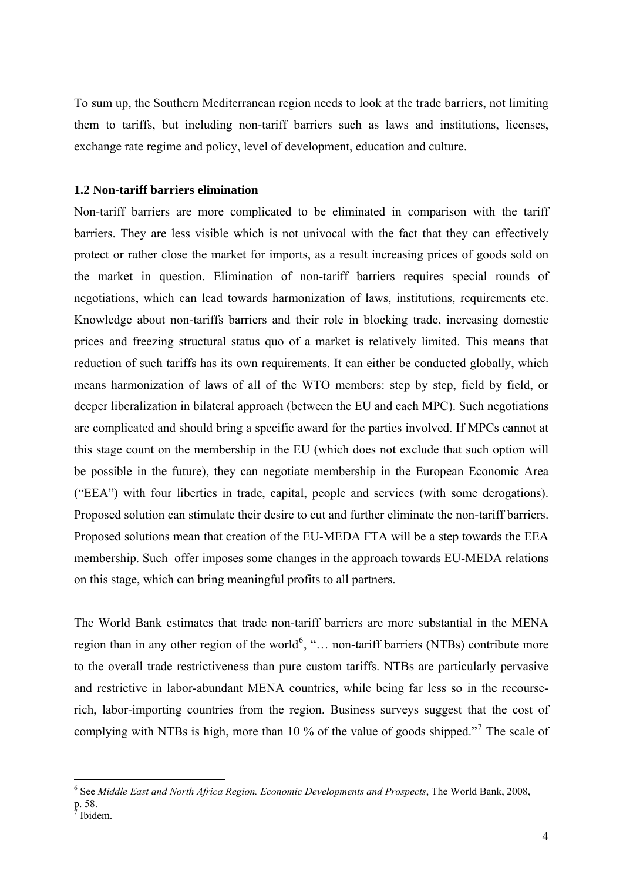To sum up, the Southern Mediterranean region needs to look at the trade barriers, not limiting them to tariffs, but including non-tariff barriers such as laws and institutions, licenses, exchange rate regime and policy, level of development, education and culture.

### 1.2 Non-tariff barriers elimination

Non-tariff barriers are more complicated to be eliminated in comparison with the tariff barriers. They are less visible which is not univocal with the fact that they can effectively protect or rather close the market for imports, as a result increasing prices of goods sold on the market in question. Elimination of non-tariff barriers requires special rounds of negotiations, which can lead towards harmonization of laws, institutions, requirements etc. Knowledge about non-tariffs barriers and their role in blocking trade, increasing domestic prices and freezing structural status quo of a market is relatively limited. This means that reduction of such tariffs has its own requirements. It can either be conducted globally, which means harmonization of laws of all of the WTO members: step by step, field by field, or deeper liberalization in bilateral approach (between the EU and each MPC). Such negotiations are complicated and should bring a specific award for the parties involved. If MPCs cannot at this stage count on the membership in the EU (which does not exclude that such option will be possible in the future), they can negotiate membership in the European Economic Area ("EEA") with four liberties in trade, capital, people and services (with some derogations). Proposed solution can stimulate their desire to cut and further eliminate the non-tariff barriers. Proposed solutions mean that creation of the EU-MEDA FTA will be a step towards the EEA membership. Such offer imposes some changes in the approach towards EU-MEDA relations on this stage, which can bring meaningful profits to all partners.

The World Bank estimates that trade non-tariff barriers are more substantial in the MENA region than in any other region of the world[6], "… non-tariff barriers (NTBs) contribute more to the overall trade restrictiveness than pure custom tariffs. NTBs are particularly pervasive and restrictive in labor-abundant MENA countries, while being far less so in the recourse-rich, labor-importing countries from the region. Business surveys suggest that the cost of complying with NTBs is high, more than 10 % of the value of goods shipped."[7] The scale of

---

[6] See *Middle East and North Africa Region. Economic Developments and Prospects*, The World Bank, 2008, p. 58.

[7] Ibidem.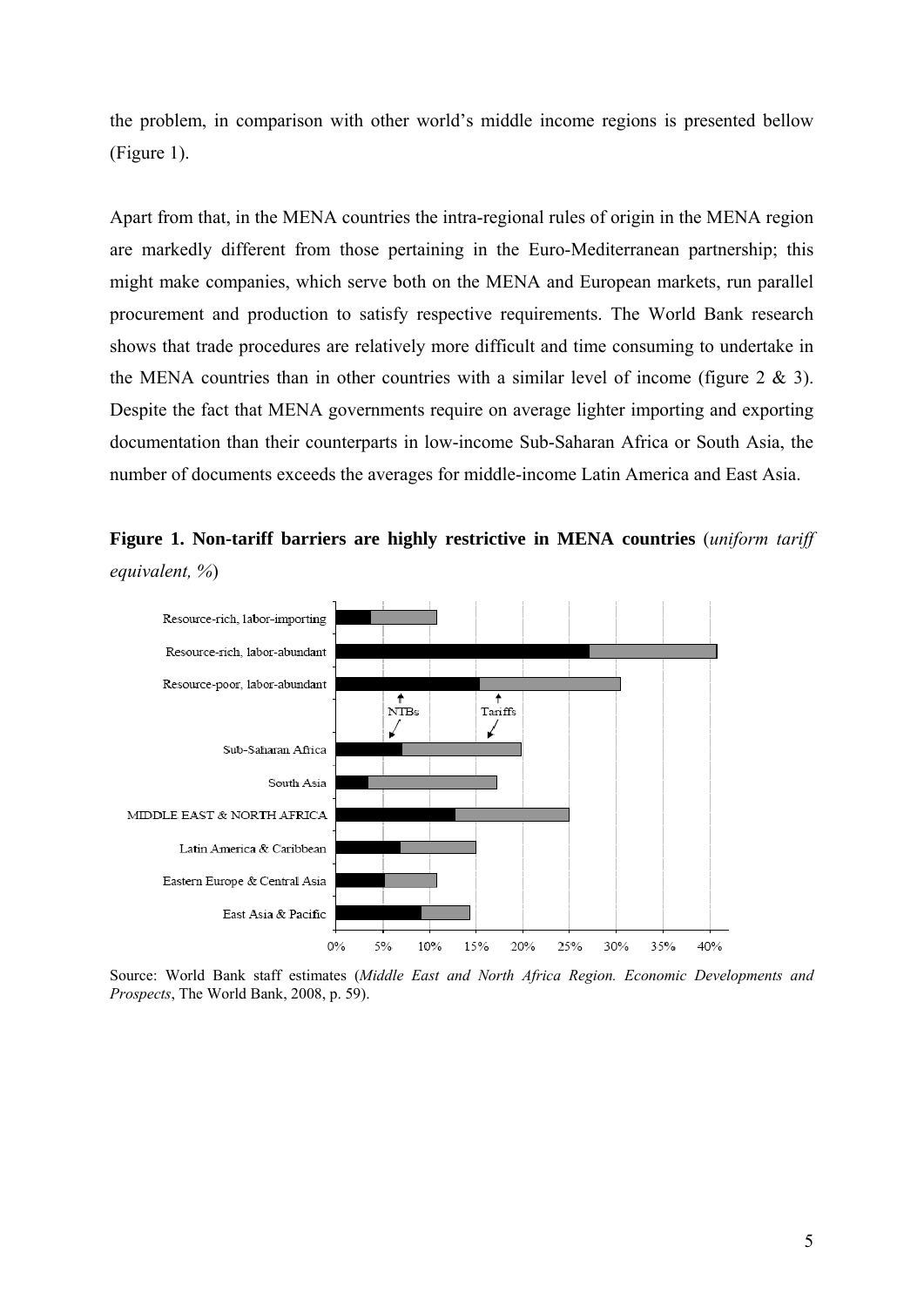the problem, in comparison with other world's middle income regions is presented bellow (Figure 1).

Apart from that, in the MENA countries the intra-regional rules of origin in the MENA region are markedly different from those pertaining in the Euro-Mediterranean partnership; this might make companies, which serve both on the MENA and European markets, run parallel procurement and production to satisfy respective requirements. The World Bank research shows that trade procedures are relatively more difficult and time consuming to undertake in the MENA countries than in other countries with a similar level of income (figure 2 & 3). Despite the fact that MENA governments require on average lighter importing and exporting documentation than their counterparts in low-income Sub-Saharan Africa or South Asia, the number of documents exceeds the averages for middle-income Latin America and East Asia.

**Figure 1. Non-tariff barriers are highly restrictive in MENA countries** (*uniform tariff equivalent, %*)

Source: World Bank staff estimates (*Middle East and North Africa Region. Economic Developments and Prospects*, The World Bank, 2008, p. 59).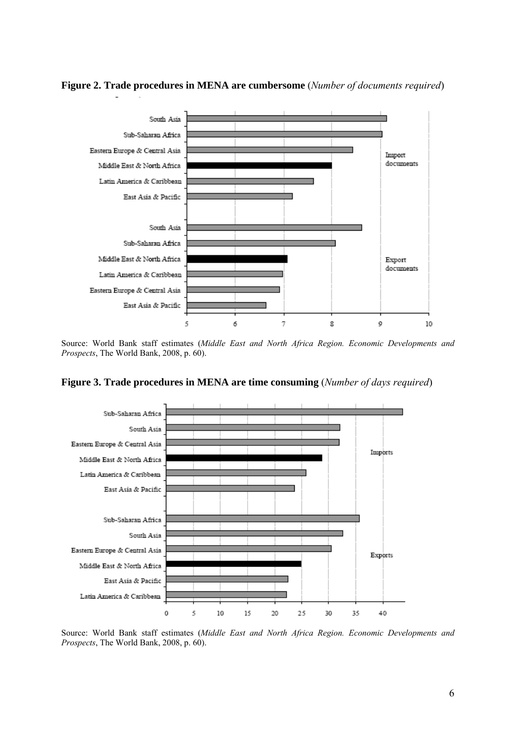**Figure 2. Trade procedures in MENA are cumbersome** (*Number of documents required*)

Source: World Bank staff estimates (*Middle East and North Africa Region. Economic Developments and Prospects*, The World Bank, 2008, p. 60).

**Figure 3. Trade procedures in MENA are time consuming** (*Number of days required*)

Source: World Bank staff estimates (*Middle East and North Africa Region. Economic Developments and Prospects*, The World Bank, 2008, p. 60).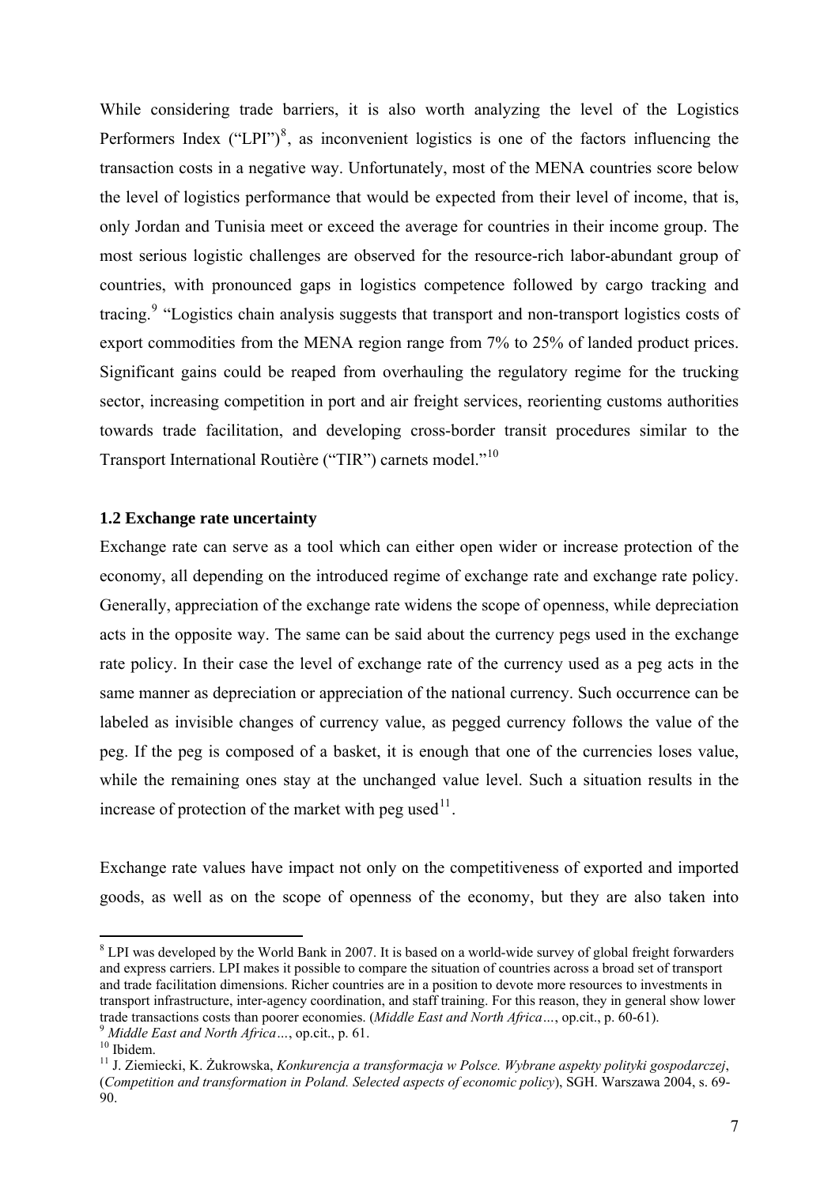While considering trade barriers, it is also worth analyzing the level of the Logistics Performers Index ("LPI")[8], as inconvenient logistics is one of the factors influencing the transaction costs in a negative way. Unfortunately, most of the MENA countries score below the level of logistics performance that would be expected from their level of income, that is, only Jordan and Tunisia meet or exceed the average for countries in their income group. The most serious logistic challenges are observed for the resource-rich labor-abundant group of countries, with pronounced gaps in logistics competence followed by cargo tracking and tracing.[9] "Logistics chain analysis suggests that transport and non-transport logistics costs of export commodities from the MENA region range from 7% to 25% of landed product prices. Significant gains could be reaped from overhauling the regulatory regime for the trucking sector, increasing competition in port and air freight services, reorienting customs authorities towards trade facilitation, and developing cross-border transit procedures similar to the Transport International Routière ("TIR") carnets model."[10]

### 1.2 Exchange rate uncertainty

Exchange rate can serve as a tool which can either open wider or increase protection of the economy, all depending on the introduced regime of exchange rate and exchange rate policy. Generally, appreciation of the exchange rate widens the scope of openness, while depreciation acts in the opposite way. The same can be said about the currency pegs used in the exchange rate policy. In their case the level of exchange rate of the currency used as a peg acts in the same manner as depreciation or appreciation of the national currency. Such occurrence can be labeled as invisible changes of currency value, as pegged currency follows the value of the peg. If the peg is composed of a basket, it is enough that one of the currencies loses value, while the remaining ones stay at the unchanged value level. Such a situation results in the increase of protection of the market with peg used[11].

Exchange rate values have impact not only on the competitiveness of exported and imported goods, as well as on the scope of openness of the economy, but they are also taken into

---

[8] LPI was developed by the World Bank in 2007. It is based on a world-wide survey of global freight forwarders and express carriers. LPI makes it possible to compare the situation of countries across a broad set of transport and trade facilitation dimensions. Richer countries are in a position to devote more resources to investments in transport infrastructure, inter-agency coordination, and staff training. For this reason, they in general show lower trade transactions costs than poorer economies. (*Middle East and North Africa…*, op.cit., p. 60-61).

[9] *Middle East and North Africa…*, op.cit., p. 61.

[10] Ibidem.

[11] J. Ziemiecki, K. Żukrowska, *Konkurencja a transformacja w Polsce. Wybrane aspekty polityki gospodarczej*, (*Competition and transformation in Poland. Selected aspects of economic policy*), SGH. Warszawa 2004, s. 69-90.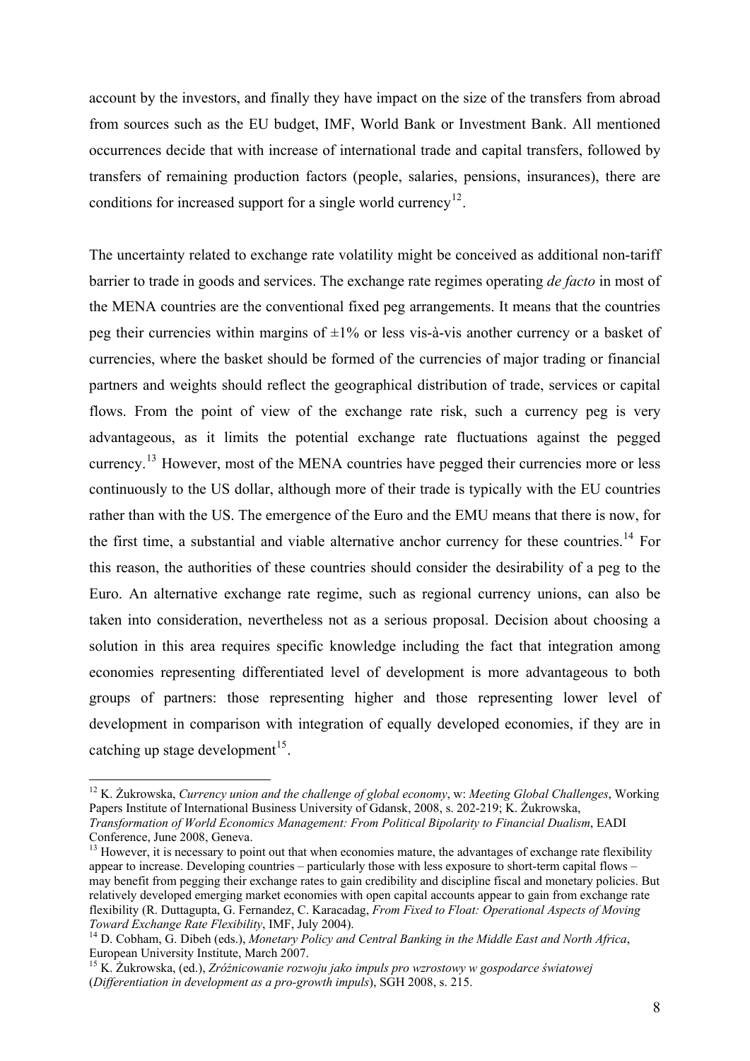account by the investors, and finally they have impact on the size of the transfers from abroad from sources such as the EU budget, IMF, World Bank or Investment Bank. All mentioned occurrences decide that with increase of international trade and capital transfers, followed by transfers of remaining production factors (people, salaries, pensions, insurances), there are conditions for increased support for a single world currency[12].

The uncertainty related to exchange rate volatility might be conceived as additional non-tariff barrier to trade in goods and services. The exchange rate regimes operating *de facto* in most of the MENA countries are the conventional fixed peg arrangements. It means that the countries peg their currencies within margins of ±1% or less vis-à-vis another currency or a basket of currencies, where the basket should be formed of the currencies of major trading or financial partners and weights should reflect the geographical distribution of trade, services or capital flows. From the point of view of the exchange rate risk, such a currency peg is very advantageous, as it limits the potential exchange rate fluctuations against the pegged currency.[13] However, most of the MENA countries have pegged their currencies more or less continuously to the US dollar, although more of their trade is typically with the EU countries rather than with the US. The emergence of the Euro and the EMU means that there is now, for the first time, a substantial and viable alternative anchor currency for these countries.[14] For this reason, the authorities of these countries should consider the desirability of a peg to the Euro. An alternative exchange rate regime, such as regional currency unions, can also be taken into consideration, nevertheless not as a serious proposal. Decision about choosing a solution in this area requires specific knowledge including the fact that integration among economies representing differentiated level of development is more advantageous to both groups of partners: those representing higher and those representing lower level of development in comparison with integration of equally developed economies, if they are in catching up stage development[15].

---

[12] K. Żukrowska, *Currency union and the challenge of global economy*, w: *Meeting Global Challenges*, Working Papers Institute of International Business University of Gdansk, 2008, s. 202-219; K. Żukrowska, *Transformation of World Economics Management: From Political Bipolarity to Financial Dualism*, EADI Conference, June 2008, Geneva.

[13] However, it is necessary to point out that when economies mature, the advantages of exchange rate flexibility appear to increase. Developing countries – particularly those with less exposure to short-term capital flows – may benefit from pegging their exchange rates to gain credibility and discipline fiscal and monetary policies. But relatively developed emerging market economies with open capital accounts appear to gain from exchange rate flexibility (R. Duttagupta, G. Fernandez, C. Karacadag, *From Fixed to Float: Operational Aspects of Moving Toward Exchange Rate Flexibility*, IMF, July 2004).

[14] D. Cobham, G. Dibeh (eds.), *Monetary Policy and Central Banking in the Middle East and North Africa*, European University Institute, March 2007.

[15] K. Żukrowska, (ed.), *Zróżnicowanie rozwoju jako impuls pro wzrostowy w gospodarce światowej* (*Differentiation in development as a pro-growth impuls*), SGH 2008, s. 215.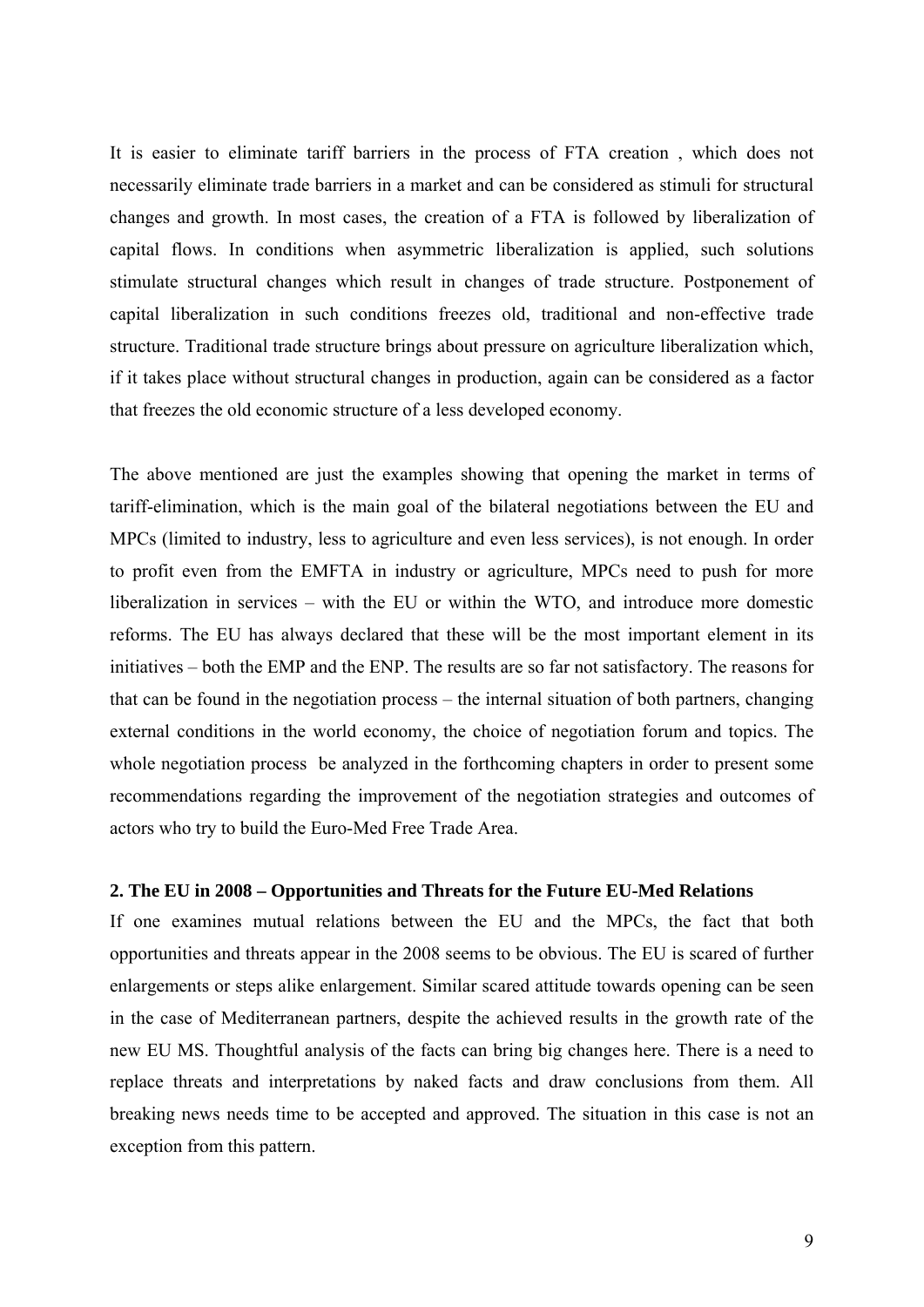It is easier to eliminate tariff barriers in the process of FTA creation , which does not necessarily eliminate trade barriers in a market and can be considered as stimuli for structural changes and growth. In most cases, the creation of a FTA is followed by liberalization of capital flows. In conditions when asymmetric liberalization is applied, such solutions stimulate structural changes which result in changes of trade structure. Postponement of capital liberalization in such conditions freezes old, traditional and non-effective trade structure. Traditional trade structure brings about pressure on agriculture liberalization which, if it takes place without structural changes in production, again can be considered as a factor that freezes the old economic structure of a less developed economy.

The above mentioned are just the examples showing that opening the market in terms of tariff-elimination, which is the main goal of the bilateral negotiations between the EU and MPCs (limited to industry, less to agriculture and even less services), is not enough. In order to profit even from the EMFTA in industry or agriculture, MPCs need to push for more liberalization in services – with the EU or within the WTO, and introduce more domestic reforms. The EU has always declared that these will be the most important element in its initiatives – both the EMP and the ENP. The results are so far not satisfactory. The reasons for that can be found in the negotiation process – the internal situation of both partners, changing external conditions in the world economy, the choice of negotiation forum and topics. The whole negotiation process  be analyzed in the forthcoming chapters in order to present some recommendations regarding the improvement of the negotiation strategies and outcomes of actors who try to build the Euro-Med Free Trade Area.

## 2. The EU in 2008 – Opportunities and Threats for the Future EU-Med Relations

If one examines mutual relations between the EU and the MPCs, the fact that both opportunities and threats appear in the 2008 seems to be obvious. The EU is scared of further enlargements or steps alike enlargement. Similar scared attitude towards opening can be seen in the case of Mediterranean partners, despite the achieved results in the growth rate of the new EU MS. Thoughtful analysis of the facts can bring big changes here. There is a need to replace threats and interpretations by naked facts and draw conclusions from them. All breaking news needs time to be accepted and approved. The situation in this case is not an exception from this pattern.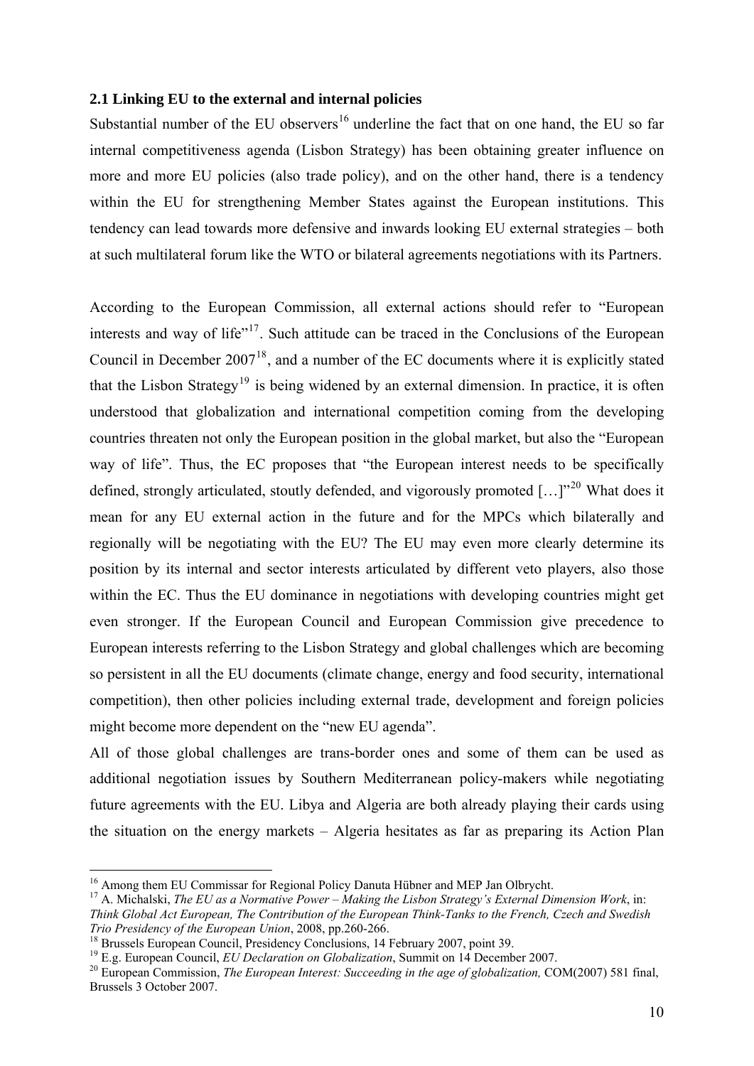### 2.1 Linking EU to the external and internal policies

Substantial number of the EU observers[16] underline the fact that on one hand, the EU so far internal competitiveness agenda (Lisbon Strategy) has been obtaining greater influence on more and more EU policies (also trade policy), and on the other hand, there is a tendency within the EU for strengthening Member States against the European institutions. This tendency can lead towards more defensive and inwards looking EU external strategies – both at such multilateral forum like the WTO or bilateral agreements negotiations with its Partners.

According to the European Commission, all external actions should refer to "European interests and way of life"[17]. Such attitude can be traced in the Conclusions of the European Council in December 2007[18], and a number of the EC documents where it is explicitly stated that the Lisbon Strategy[19] is being widened by an external dimension. In practice, it is often understood that globalization and international competition coming from the developing countries threaten not only the European position in the global market, but also the "European way of life". Thus, the EC proposes that "the European interest needs to be specifically defined, strongly articulated, stoutly defended, and vigorously promoted […]"[20] What does it mean for any EU external action in the future and for the MPCs which bilaterally and regionally will be negotiating with the EU? The EU may even more clearly determine its position by its internal and sector interests articulated by different veto players, also those within the EC. Thus the EU dominance in negotiations with developing countries might get even stronger. If the European Council and European Commission give precedence to European interests referring to the Lisbon Strategy and global challenges which are becoming so persistent in all the EU documents (climate change, energy and food security, international competition), then other policies including external trade, development and foreign policies might become more dependent on the "new EU agenda".

All of those global challenges are trans-border ones and some of them can be used as additional negotiation issues by Southern Mediterranean policy-makers while negotiating future agreements with the EU. Libya and Algeria are both already playing their cards using the situation on the energy markets – Algeria hesitates as far as preparing its Action Plan

---

[16] Among them EU Commissar for Regional Policy Danuta Hübner and MEP Jan Olbrycht.

[17] A. Michalski, *The EU as a Normative Power – Making the Lisbon Strategy's External Dimension Work*, in: *Think Global Act European, The Contribution of the European Think-Tanks to the French, Czech and Swedish Trio Presidency of the European Union*, 2008, pp.260-266.

[18] Brussels European Council, Presidency Conclusions, 14 February 2007, point 39.

[19] E.g. European Council, *EU Declaration on Globalization*, Summit on 14 December 2007.

[20] European Commission, *The European Interest: Succeeding in the age of globalization,* COM(2007) 581 final, Brussels 3 October 2007.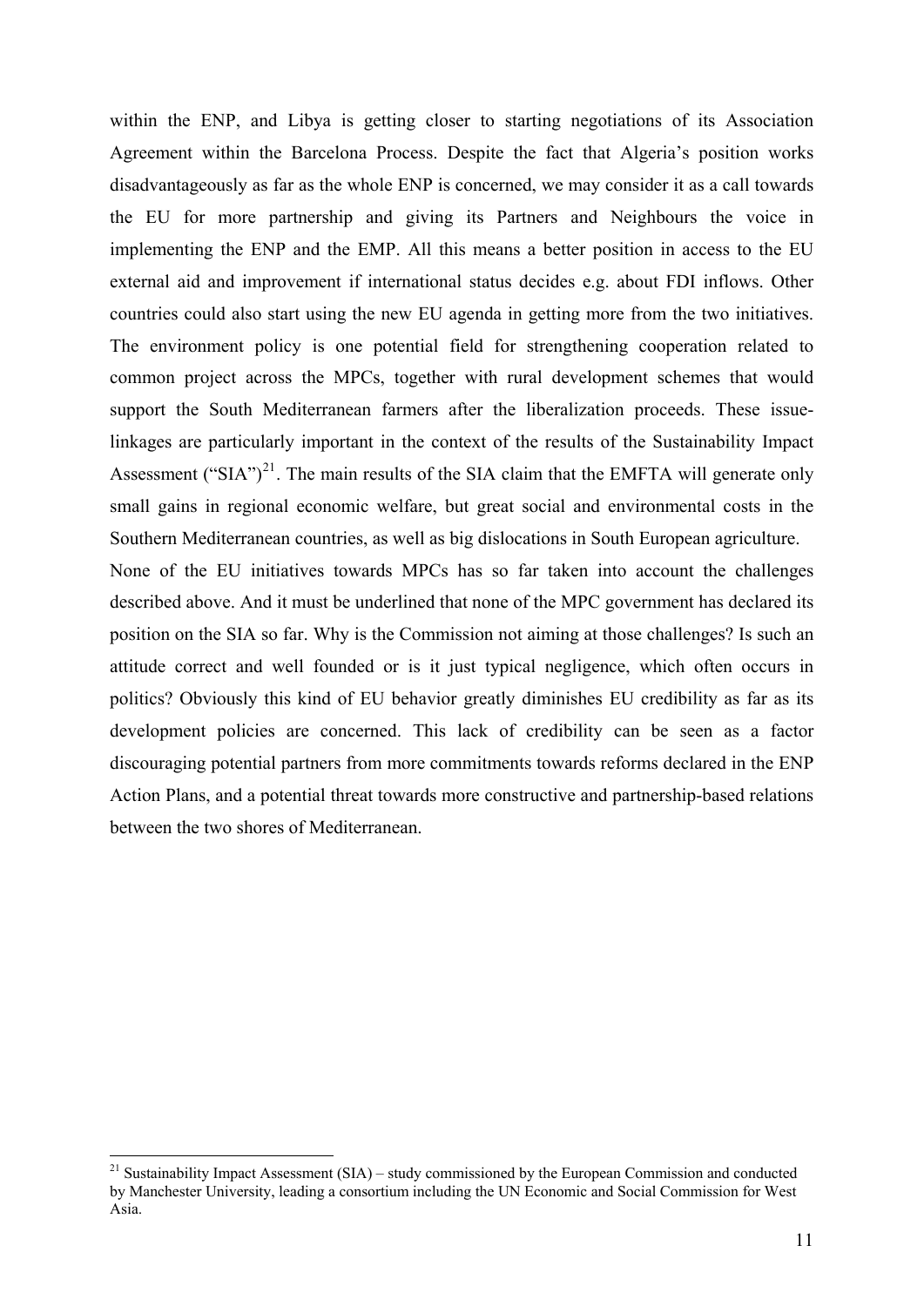within the ENP, and Libya is getting closer to starting negotiations of its Association Agreement within the Barcelona Process. Despite the fact that Algeria's position works disadvantageously as far as the whole ENP is concerned, we may consider it as a call towards the EU for more partnership and giving its Partners and Neighbours the voice in implementing the ENP and the EMP. All this means a better position in access to the EU external aid and improvement if international status decides e.g. about FDI inflows. Other countries could also start using the new EU agenda in getting more from the two initiatives. The environment policy is one potential field for strengthening cooperation related to common project across the MPCs, together with rural development schemes that would support the South Mediterranean farmers after the liberalization proceeds. These issue-linkages are particularly important in the context of the results of the Sustainability Impact Assessment ("SIA")[21]. The main results of the SIA claim that the EMFTA will generate only small gains in regional economic welfare, but great social and environmental costs in the Southern Mediterranean countries, as well as big dislocations in South European agriculture.

None of the EU initiatives towards MPCs has so far taken into account the challenges described above. And it must be underlined that none of the MPC government has declared its position on the SIA so far. Why is the Commission not aiming at those challenges? Is such an attitude correct and well founded or is it just typical negligence, which often occurs in politics? Obviously this kind of EU behavior greatly diminishes EU credibility as far as its development policies are concerned. This lack of credibility can be seen as a factor discouraging potential partners from more commitments towards reforms declared in the ENP Action Plans, and a potential threat towards more constructive and partnership-based relations between the two shores of Mediterranean.

[21] Sustainability Impact Assessment (SIA) – study commissioned by the European Commission and conducted by Manchester University, leading a consortium including the UN Economic and Social Commission for West Asia.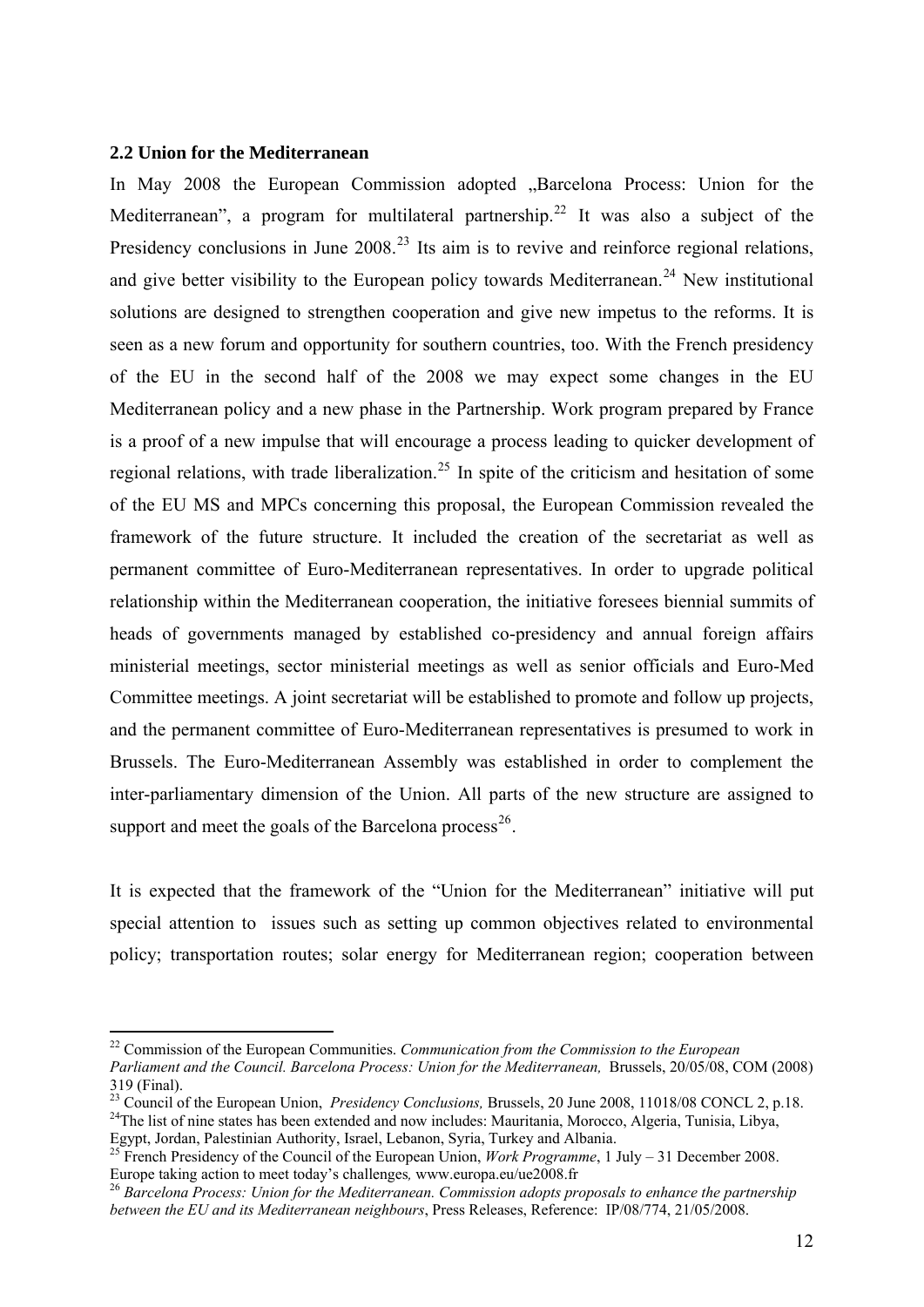### 2.2 Union for the Mediterranean

In May 2008 the European Commission adopted „Barcelona Process: Union for the Mediterranean", a program for multilateral partnership.[22] It was also a subject of the Presidency conclusions in June 2008.[23] Its aim is to revive and reinforce regional relations, and give better visibility to the European policy towards Mediterranean.[24] New institutional solutions are designed to strengthen cooperation and give new impetus to the reforms. It is seen as a new forum and opportunity for southern countries, too. With the French presidency of the EU in the second half of the 2008 we may expect some changes in the EU Mediterranean policy and a new phase in the Partnership. Work program prepared by France is a proof of a new impulse that will encourage a process leading to quicker development of regional relations, with trade liberalization.[25] In spite of the criticism and hesitation of some of the EU MS and MPCs concerning this proposal, the European Commission revealed the framework of the future structure. It included the creation of the secretariat as well as permanent committee of Euro-Mediterranean representatives. In order to upgrade political relationship within the Mediterranean cooperation, the initiative foresees biennial summits of heads of governments managed by established co-presidency and annual foreign affairs ministerial meetings, sector ministerial meetings as well as senior officials and Euro-Med Committee meetings. A joint secretariat will be established to promote and follow up projects, and the permanent committee of Euro-Mediterranean representatives is presumed to work in Brussels. The Euro-Mediterranean Assembly was established in order to complement the inter-parliamentary dimension of the Union. All parts of the new structure are assigned to support and meet the goals of the Barcelona process[26].

It is expected that the framework of the "Union for the Mediterranean" initiative will put special attention to issues such as setting up common objectives related to environmental policy; transportation routes; solar energy for Mediterranean region; cooperation between

---

[22] Commission of the European Communities. *Communication from the Commission to the European Parliament and the Council. Barcelona Process: Union for the Mediterranean,* Brussels, 20/05/08, COM (2008) 319 (Final).

[23] Council of the European Union, *Presidency Conclusions,* Brussels, 20 June 2008, 11018/08 CONCL 2, p.18.

[24] The list of nine states has been extended and now includes: Mauritania, Morocco, Algeria, Tunisia, Libya, Egypt, Jordan, Palestinian Authority, Israel, Lebanon, Syria, Turkey and Albania.

[25] French Presidency of the Council of the European Union, *Work Programme*, 1 July – 31 December 2008. Europe taking action to meet today's challenges*,* www.europa.eu/ue2008.fr

[26] *Barcelona Process: Union for the Mediterranean. Commission adopts proposals to enhance the partnership between the EU and its Mediterranean neighbours*, Press Releases, Reference: IP/08/774, 21/05/2008.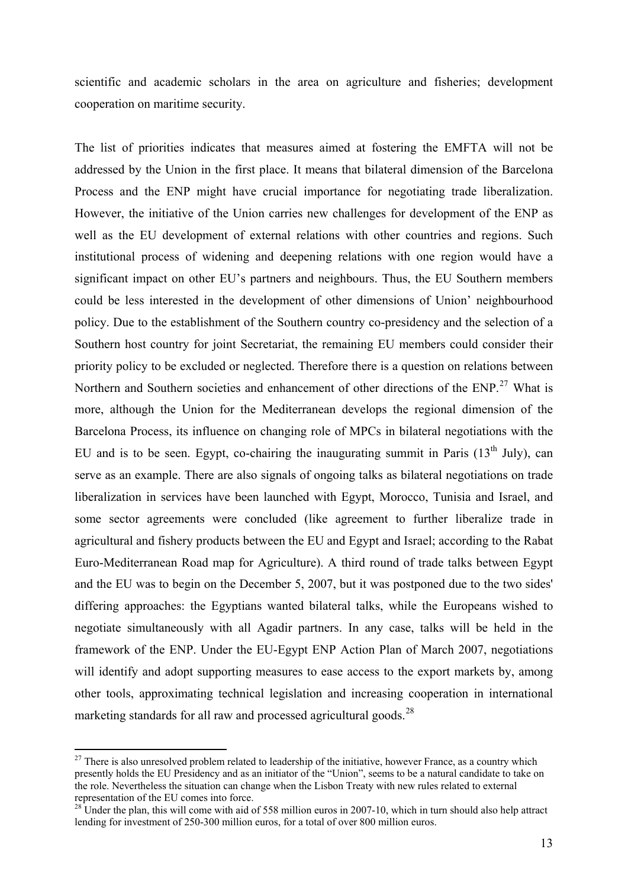scientific and academic scholars in the area on agriculture and fisheries; development cooperation on maritime security.

The list of priorities indicates that measures aimed at fostering the EMFTA will not be addressed by the Union in the first place. It means that bilateral dimension of the Barcelona Process and the ENP might have crucial importance for negotiating trade liberalization. However, the initiative of the Union carries new challenges for development of the ENP as well as the EU development of external relations with other countries and regions. Such institutional process of widening and deepening relations with one region would have a significant impact on other EU's partners and neighbours. Thus, the EU Southern members could be less interested in the development of other dimensions of Union' neighbourhood policy. Due to the establishment of the Southern country co-presidency and the selection of a Southern host country for joint Secretariat, the remaining EU members could consider their priority policy to be excluded or neglected. Therefore there is a question on relations between Northern and Southern societies and enhancement of other directions of the ENP.[27] What is more, although the Union for the Mediterranean develops the regional dimension of the Barcelona Process, its influence on changing role of MPCs in bilateral negotiations with the EU and is to be seen. Egypt, co-chairing the inaugurating summit in Paris (13th July), can serve as an example. There are also signals of ongoing talks as bilateral negotiations on trade liberalization in services have been launched with Egypt, Morocco, Tunisia and Israel, and some sector agreements were concluded (like agreement to further liberalize trade in agricultural and fishery products between the EU and Egypt and Israel; according to the Rabat Euro-Mediterranean Road map for Agriculture). A third round of trade talks between Egypt and the EU was to begin on the December 5, 2007, but it was postponed due to the two sides' differing approaches: the Egyptians wanted bilateral talks, while the Europeans wished to negotiate simultaneously with all Agadir partners. In any case, talks will be held in the framework of the ENP. Under the EU-Egypt ENP Action Plan of March 2007, negotiations will identify and adopt supporting measures to ease access to the export markets by, among other tools, approximating technical legislation and increasing cooperation in international marketing standards for all raw and processed agricultural goods.[28]

---

[27] There is also unresolved problem related to leadership of the initiative, however France, as a country which presently holds the EU Presidency and as an initiator of the "Union", seems to be a natural candidate to take on the role. Nevertheless the situation can change when the Lisbon Treaty with new rules related to external representation of the EU comes into force.

[28] Under the plan, this will come with aid of 558 million euros in 2007-10, which in turn should also help attract lending for investment of 250-300 million euros, for a total of over 800 million euros.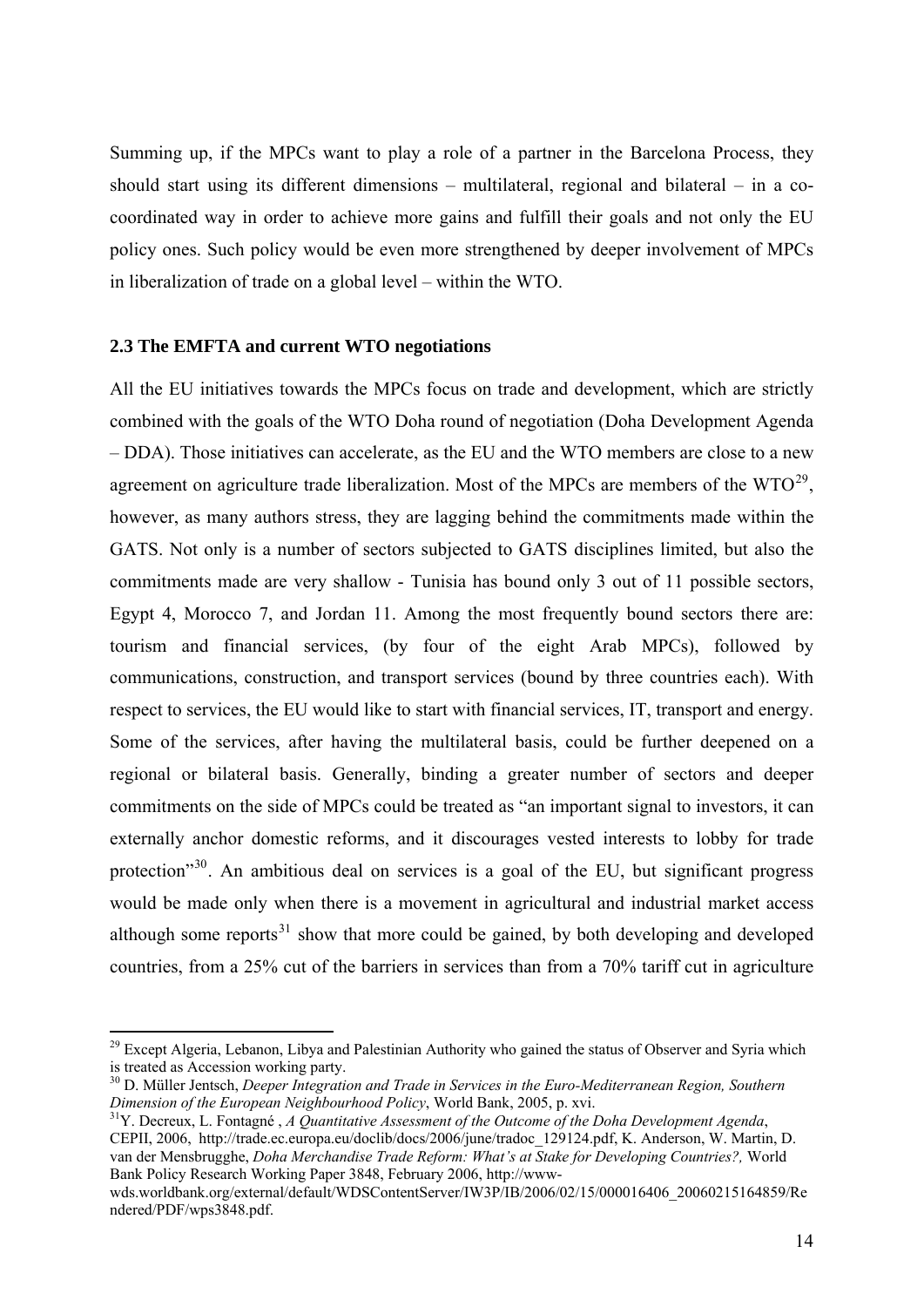Summing up, if the MPCs want to play a role of a partner in the Barcelona Process, they should start using its different dimensions – multilateral, regional and bilateral – in a co-coordinated way in order to achieve more gains and fulfill their goals and not only the EU policy ones. Such policy would be even more strengthened by deeper involvement of MPCs in liberalization of trade on a global level – within the WTO.

### 2.3 The EMFTA and current WTO negotiations

All the EU initiatives towards the MPCs focus on trade and development, which are strictly combined with the goals of the WTO Doha round of negotiation (Doha Development Agenda – DDA). Those initiatives can accelerate, as the EU and the WTO members are close to a new agreement on agriculture trade liberalization. Most of the MPCs are members of the WTO[29], however, as many authors stress, they are lagging behind the commitments made within the GATS. Not only is a number of sectors subjected to GATS disciplines limited, but also the commitments made are very shallow - Tunisia has bound only 3 out of 11 possible sectors, Egypt 4, Morocco 7, and Jordan 11. Among the most frequently bound sectors there are: tourism and financial services, (by four of the eight Arab MPCs), followed by communications, construction, and transport services (bound by three countries each). With respect to services, the EU would like to start with financial services, IT, transport and energy. Some of the services, after having the multilateral basis, could be further deepened on a regional or bilateral basis. Generally, binding a greater number of sectors and deeper commitments on the side of MPCs could be treated as "an important signal to investors, it can externally anchor domestic reforms, and it discourages vested interests to lobby for trade protection"[30]. An ambitious deal on services is a goal of the EU, but significant progress would be made only when there is a movement in agricultural and industrial market access although some reports[31] show that more could be gained, by both developing and developed countries, from a 25% cut of the barriers in services than from a 70% tariff cut in agriculture

---

[29] Except Algeria, Lebanon, Libya and Palestinian Authority who gained the status of Observer and Syria which is treated as Accession working party.

[30] D. Müller Jentsch, *Deeper Integration and Trade in Services in the Euro-Mediterranean Region, Southern Dimension of the European Neighbourhood Policy*, World Bank, 2005, p. xvi.

[31] Y. Decreux, L. Fontagné , *A Quantitative Assessment of the Outcome of the Doha Development Agenda*, CEPII, 2006, http://trade.ec.europa.eu/doclib/docs/2006/june/tradoc_129124.pdf, K. Anderson, W. Martin, D. van der Mensbrugghe, *Doha Merchandise Trade Reform: What's at Stake for Developing Countries?,* World Bank Policy Research Working Paper 3848, February 2006, http://www-wds.worldbank.org/external/default/WDSContentServer/IW3P/IB/2006/02/15/000016406_20060215164859/Rendered/PDF/wps3848.pdf.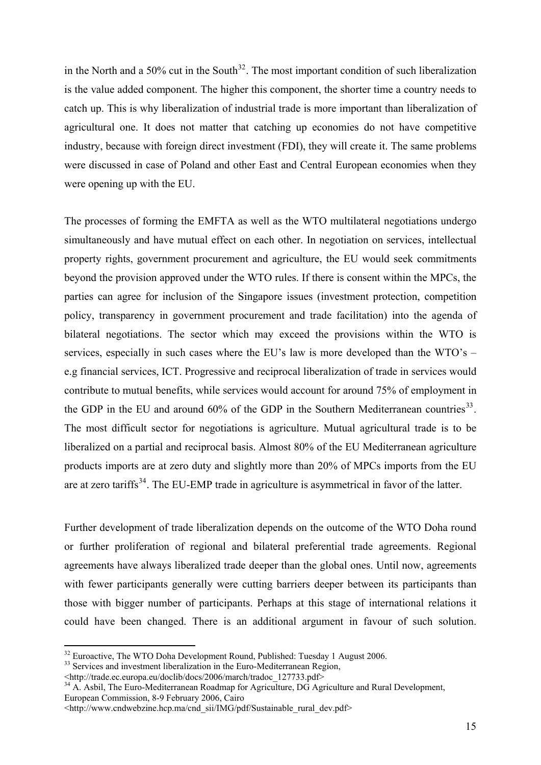in the North and a 50% cut in the South[32]. The most important condition of such liberalization is the value added component. The higher this component, the shorter time a country needs to catch up. This is why liberalization of industrial trade is more important than liberalization of agricultural one. It does not matter that catching up economies do not have competitive industry, because with foreign direct investment (FDI), they will create it. The same problems were discussed in case of Poland and other East and Central European economies when they were opening up with the EU.

The processes of forming the EMFTA as well as the WTO multilateral negotiations undergo simultaneously and have mutual effect on each other. In negotiation on services, intellectual property rights, government procurement and agriculture, the EU would seek commitments beyond the provision approved under the WTO rules. If there is consent within the MPCs, the parties can agree for inclusion of the Singapore issues (investment protection, competition policy, transparency in government procurement and trade facilitation) into the agenda of bilateral negotiations. The sector which may exceed the provisions within the WTO is services, especially in such cases where the EU's law is more developed than the WTO's – e.g financial services, ICT. Progressive and reciprocal liberalization of trade in services would contribute to mutual benefits, while services would account for around 75% of employment in the GDP in the EU and around 60% of the GDP in the Southern Mediterranean countries[33]. The most difficult sector for negotiations is agriculture. Mutual agricultural trade is to be liberalized on a partial and reciprocal basis. Almost 80% of the EU Mediterranean agriculture products imports are at zero duty and slightly more than 20% of MPCs imports from the EU are at zero tariffs[34]. The EU-EMP trade in agriculture is asymmetrical in favor of the latter.

Further development of trade liberalization depends on the outcome of the WTO Doha round or further proliferation of regional and bilateral preferential trade agreements. Regional agreements have always liberalized trade deeper than the global ones. Until now, agreements with fewer participants generally were cutting barriers deeper between its participants than those with bigger number of participants. Perhaps at this stage of international relations it could have been changed. There is an additional argument in favour of such solution.

---

[32] Euroactive, The WTO Doha Development Round, Published: Tuesday 1 August 2006.

[33] Services and investment liberalization in the Euro-Mediterranean Region, <http://trade.ec.europa.eu/doclib/docs/2006/march/tradoc_127733.pdf>

[34] A. Asbil, The Euro-Mediterranean Roadmap for Agriculture, DG Agriculture and Rural Development, European Commission, 8-9 February 2006, Cairo <http://www.cndwebzine.hcp.ma/cnd_sii/IMG/pdf/Sustainable_rural_dev.pdf>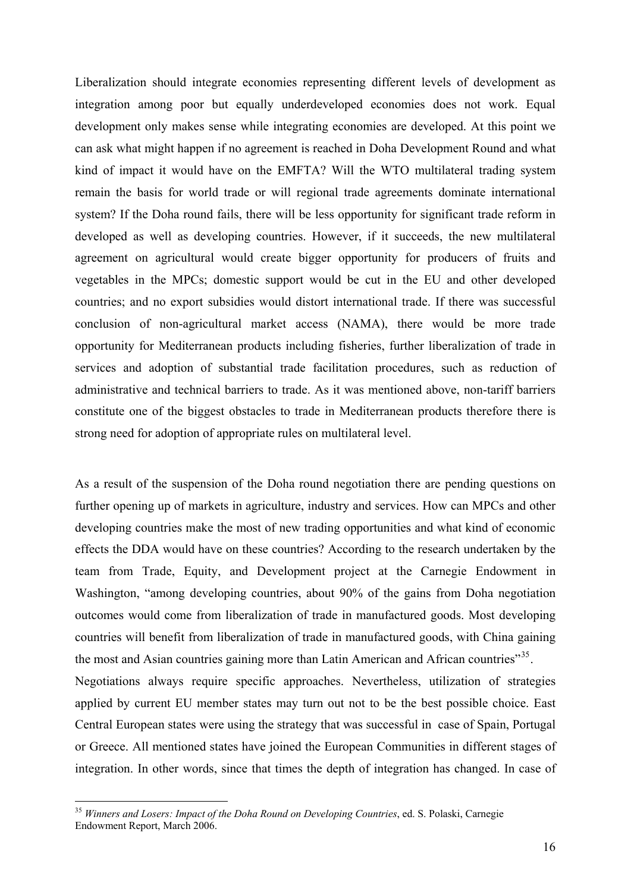Liberalization should integrate economies representing different levels of development as integration among poor but equally underdeveloped economies does not work. Equal development only makes sense while integrating economies are developed. At this point we can ask what might happen if no agreement is reached in Doha Development Round and what kind of impact it would have on the EMFTA? Will the WTO multilateral trading system remain the basis for world trade or will regional trade agreements dominate international system? If the Doha round fails, there will be less opportunity for significant trade reform in developed as well as developing countries. However, if it succeeds, the new multilateral agreement on agricultural would create bigger opportunity for producers of fruits and vegetables in the MPCs; domestic support would be cut in the EU and other developed countries; and no export subsidies would distort international trade. If there was successful conclusion of non-agricultural market access (NAMA), there would be more trade opportunity for Mediterranean products including fisheries, further liberalization of trade in services and adoption of substantial trade facilitation procedures, such as reduction of administrative and technical barriers to trade. As it was mentioned above, non-tariff barriers constitute one of the biggest obstacles to trade in Mediterranean products therefore there is strong need for adoption of appropriate rules on multilateral level.

As a result of the suspension of the Doha round negotiation there are pending questions on further opening up of markets in agriculture, industry and services. How can MPCs and other developing countries make the most of new trading opportunities and what kind of economic effects the DDA would have on these countries? According to the research undertaken by the team from Trade, Equity, and Development project at the Carnegie Endowment in Washington, "among developing countries, about 90% of the gains from Doha negotiation outcomes would come from liberalization of trade in manufactured goods. Most developing countries will benefit from liberalization of trade in manufactured goods, with China gaining the most and Asian countries gaining more than Latin American and African countries"[35].

Negotiations always require specific approaches. Nevertheless, utilization of strategies applied by current EU member states may turn out not to be the best possible choice. East Central European states were using the strategy that was successful in case of Spain, Portugal or Greece. All mentioned states have joined the European Communities in different stages of integration. In other words, since that times the depth of integration has changed. In case of

[35] *Winners and Losers: Impact of the Doha Round on Developing Countries*, ed. S. Polaski, Carnegie Endowment Report, March 2006.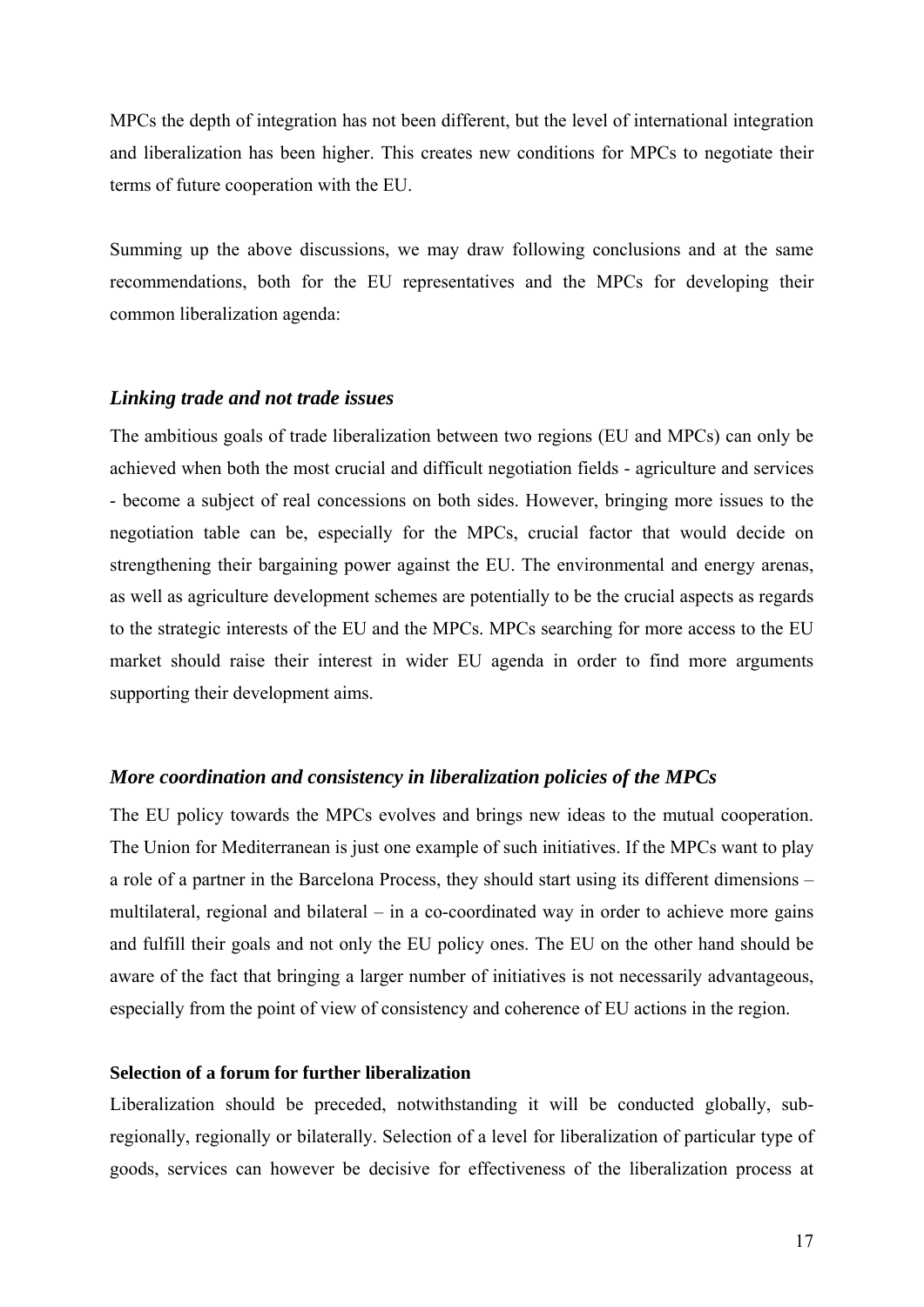MPCs the depth of integration has not been different, but the level of international integration and liberalization has been higher. This creates new conditions for MPCs to negotiate their terms of future cooperation with the EU.

Summing up the above discussions, we may draw following conclusions and at the same recommendations, both for the EU representatives and the MPCs for developing their common liberalization agenda:

### *Linking trade and not trade issues*

The ambitious goals of trade liberalization between two regions (EU and MPCs) can only be achieved when both the most crucial and difficult negotiation fields - agriculture and services - become a subject of real concessions on both sides. However, bringing more issues to the negotiation table can be, especially for the MPCs, crucial factor that would decide on strengthening their bargaining power against the EU. The environmental and energy arenas, as well as agriculture development schemes are potentially to be the crucial aspects as regards to the strategic interests of the EU and the MPCs. MPCs searching for more access to the EU market should raise their interest in wider EU agenda in order to find more arguments supporting their development aims.

### *More coordination and consistency in liberalization policies of the MPCs*

The EU policy towards the MPCs evolves and brings new ideas to the mutual cooperation. The Union for Mediterranean is just one example of such initiatives. If the MPCs want to play a role of a partner in the Barcelona Process, they should start using its different dimensions – multilateral, regional and bilateral – in a co-coordinated way in order to achieve more gains and fulfill their goals and not only the EU policy ones. The EU on the other hand should be aware of the fact that bringing a larger number of initiatives is not necessarily advantageous, especially from the point of view of consistency and coherence of EU actions in the region.

#### **Selection of a forum for further liberalization**

Liberalization should be preceded, notwithstanding it will be conducted globally, sub-regionally, regionally or bilaterally. Selection of a level for liberalization of particular type of goods, services can however be decisive for effectiveness of the liberalization process at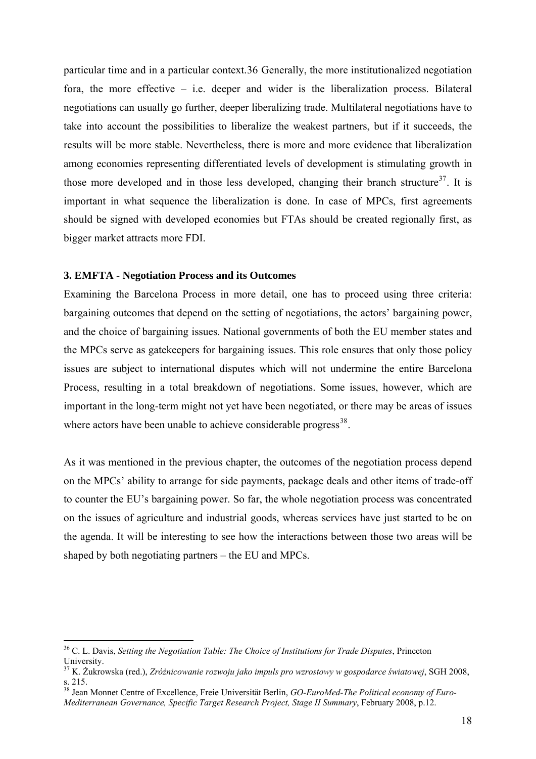particular time and in a particular context.36 Generally, the more institutionalized negotiation fora, the more effective – i.e. deeper and wider is the liberalization process. Bilateral negotiations can usually go further, deeper liberalizing trade. Multilateral negotiations have to take into account the possibilities to liberalize the weakest partners, but if it succeeds, the results will be more stable. Nevertheless, there is more and more evidence that liberalization among economies representing differentiated levels of development is stimulating growth in those more developed and in those less developed, changing their branch structure[37]. It is important in what sequence the liberalization is done. In case of MPCs, first agreements should be signed with developed economies but FTAs should be created regionally first, as bigger market attracts more FDI.

### 3. EMFTA - Negotiation Process and its Outcomes

Examining the Barcelona Process in more detail, one has to proceed using three criteria: bargaining outcomes that depend on the setting of negotiations, the actors' bargaining power, and the choice of bargaining issues. National governments of both the EU member states and the MPCs serve as gatekeepers for bargaining issues. This role ensures that only those policy issues are subject to international disputes which will not undermine the entire Barcelona Process, resulting in a total breakdown of negotiations. Some issues, however, which are important in the long-term might not yet have been negotiated, or there may be areas of issues where actors have been unable to achieve considerable progress[38].

As it was mentioned in the previous chapter, the outcomes of the negotiation process depend on the MPCs' ability to arrange for side payments, package deals and other items of trade-off to counter the EU's bargaining power. So far, the whole negotiation process was concentrated on the issues of agriculture and industrial goods, whereas services have just started to be on the agenda. It will be interesting to see how the interactions between those two areas will be shaped by both negotiating partners – the EU and MPCs.

---

[36] C. L. Davis, *Setting the Negotiation Table: The Choice of Institutions for Trade Disputes*, Princeton University.

[37] K. Żukrowska (red.), *Zróżnicowanie rozwoju jako impuls pro wzrostowy w gospodarce światowej*, SGH 2008, s. 215.

[38] Jean Monnet Centre of Excellence, Freie Universität Berlin, *GO-EuroMed-The Political economy of Euro-Mediterranean Governance, Specific Target Research Project, Stage II Summary*, February 2008, p.12.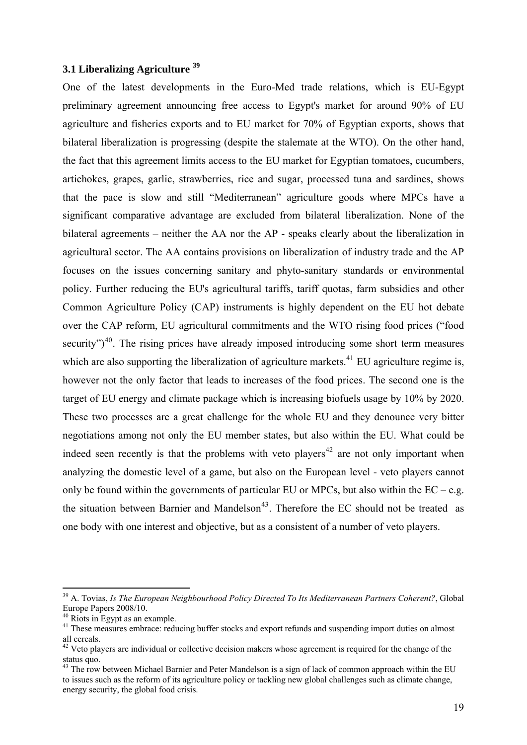### 3.1 Liberalizing Agriculture [39]

One of the latest developments in the Euro-Med trade relations, which is EU-Egypt preliminary agreement announcing free access to Egypt's market for around 90% of EU agriculture and fisheries exports and to EU market for 70% of Egyptian exports, shows that bilateral liberalization is progressing (despite the stalemate at the WTO). On the other hand, the fact that this agreement limits access to the EU market for Egyptian tomatoes, cucumbers, artichokes, grapes, garlic, strawberries, rice and sugar, processed tuna and sardines, shows that the pace is slow and still "Mediterranean" agriculture goods where MPCs have a significant comparative advantage are excluded from bilateral liberalization. None of the bilateral agreements – neither the AA nor the AP - speaks clearly about the liberalization in agricultural sector. The AA contains provisions on liberalization of industry trade and the AP focuses on the issues concerning sanitary and phyto-sanitary standards or environmental policy. Further reducing the EU's agricultural tariffs, tariff quotas, farm subsidies and other Common Agriculture Policy (CAP) instruments is highly dependent on the EU hot debate over the CAP reform, EU agricultural commitments and the WTO rising food prices ("food security")[40]. The rising prices have already imposed introducing some short term measures which are also supporting the liberalization of agriculture markets.[41] EU agriculture regime is, however not the only factor that leads to increases of the food prices. The second one is the target of EU energy and climate package which is increasing biofuels usage by 10% by 2020. These two processes are a great challenge for the whole EU and they denounce very bitter negotiations among not only the EU member states, but also within the EU. What could be indeed seen recently is that the problems with veto players[42] are not only important when analyzing the domestic level of a game, but also on the European level - veto players cannot only be found within the governments of particular EU or MPCs, but also within the EC – e.g. the situation between Barnier and Mandelson[43]. Therefore the EC should not be treated as one body with one interest and objective, but as a consistent of a number of veto players.

---

[39] A. Tovias, *Is The European Neighbourhood Policy Directed To Its Mediterranean Partners Coherent?*, Global Europe Papers 2008/10.

[40] Riots in Egypt as an example.

[41] These measures embrace: reducing buffer stocks and export refunds and suspending import duties on almost all cereals.

[42] Veto players are individual or collective decision makers whose agreement is required for the change of the status quo.

[43] The row between Michael Barnier and Peter Mandelson is a sign of lack of common approach within the EU to issues such as the reform of its agriculture policy or tackling new global challenges such as climate change, energy security, the global food crisis.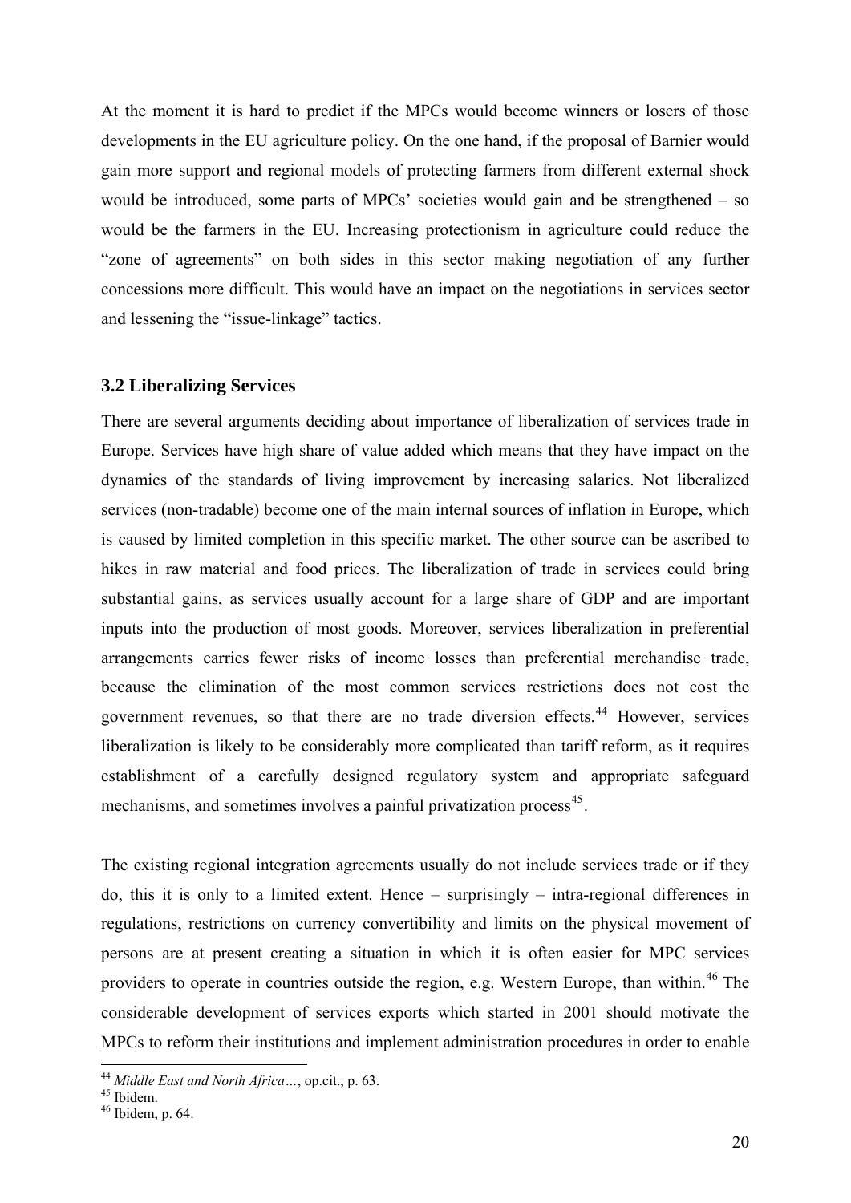At the moment it is hard to predict if the MPCs would become winners or losers of those developments in the EU agriculture policy. On the one hand, if the proposal of Barnier would gain more support and regional models of protecting farmers from different external shock would be introduced, some parts of MPCs' societies would gain and be strengthened – so would be the farmers in the EU. Increasing protectionism in agriculture could reduce the "zone of agreements" on both sides in this sector making negotiation of any further concessions more difficult. This would have an impact on the negotiations in services sector and lessening the "issue-linkage" tactics.

### 3.2 Liberalizing Services

There are several arguments deciding about importance of liberalization of services trade in Europe. Services have high share of value added which means that they have impact on the dynamics of the standards of living improvement by increasing salaries. Not liberalized services (non-tradable) become one of the main internal sources of inflation in Europe, which is caused by limited completion in this specific market. The other source can be ascribed to hikes in raw material and food prices. The liberalization of trade in services could bring substantial gains, as services usually account for a large share of GDP and are important inputs into the production of most goods. Moreover, services liberalization in preferential arrangements carries fewer risks of income losses than preferential merchandise trade, because the elimination of the most common services restrictions does not cost the government revenues, so that there are no trade diversion effects.[44] However, services liberalization is likely to be considerably more complicated than tariff reform, as it requires establishment of a carefully designed regulatory system and appropriate safeguard mechanisms, and sometimes involves a painful privatization process[45].

The existing regional integration agreements usually do not include services trade or if they do, this it is only to a limited extent. Hence – surprisingly – intra-regional differences in regulations, restrictions on currency convertibility and limits on the physical movement of persons are at present creating a situation in which it is often easier for MPC services providers to operate in countries outside the region, e.g. Western Europe, than within.[46] The considerable development of services exports which started in 2001 should motivate the MPCs to reform their institutions and implement administration procedures in order to enable

---

[44] *Middle East and North Africa…*, op.cit., p. 63.
[45] Ibidem.
[46] Ibidem, p. 64.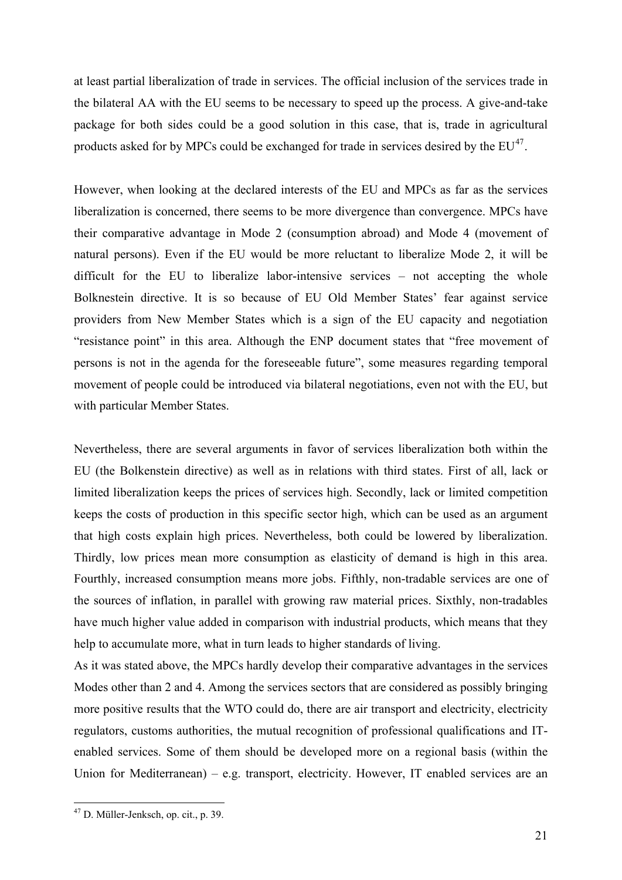at least partial liberalization of trade in services. The official inclusion of the services trade in the bilateral AA with the EU seems to be necessary to speed up the process. A give-and-take package for both sides could be a good solution in this case, that is, trade in agricultural products asked for by MPCs could be exchanged for trade in services desired by the EU[47].

However, when looking at the declared interests of the EU and MPCs as far as the services liberalization is concerned, there seems to be more divergence than convergence. MPCs have their comparative advantage in Mode 2 (consumption abroad) and Mode 4 (movement of natural persons). Even if the EU would be more reluctant to liberalize Mode 2, it will be difficult for the EU to liberalize labor-intensive services – not accepting the whole Bolknestein directive. It is so because of EU Old Member States' fear against service providers from New Member States which is a sign of the EU capacity and negotiation "resistance point" in this area. Although the ENP document states that "free movement of persons is not in the agenda for the foreseeable future", some measures regarding temporal movement of people could be introduced via bilateral negotiations, even not with the EU, but with particular Member States.

Nevertheless, there are several arguments in favor of services liberalization both within the EU (the Bolkenstein directive) as well as in relations with third states. First of all, lack or limited liberalization keeps the prices of services high. Secondly, lack or limited competition keeps the costs of production in this specific sector high, which can be used as an argument that high costs explain high prices. Nevertheless, both could be lowered by liberalization. Thirdly, low prices mean more consumption as elasticity of demand is high in this area. Fourthly, increased consumption means more jobs. Fifthly, non-tradable services are one of the sources of inflation, in parallel with growing raw material prices. Sixthly, non-tradables have much higher value added in comparison with industrial products, which means that they help to accumulate more, what in turn leads to higher standards of living.

As it was stated above, the MPCs hardly develop their comparative advantages in the services Modes other than 2 and 4. Among the services sectors that are considered as possibly bringing more positive results that the WTO could do, there are air transport and electricity, electricity regulators, customs authorities, the mutual recognition of professional qualifications and IT-enabled services. Some of them should be developed more on a regional basis (within the Union for Mediterranean) – e.g. transport, electricity. However, IT enabled services are an

[47] D. Müller-Jenksch, op. cit., p. 39.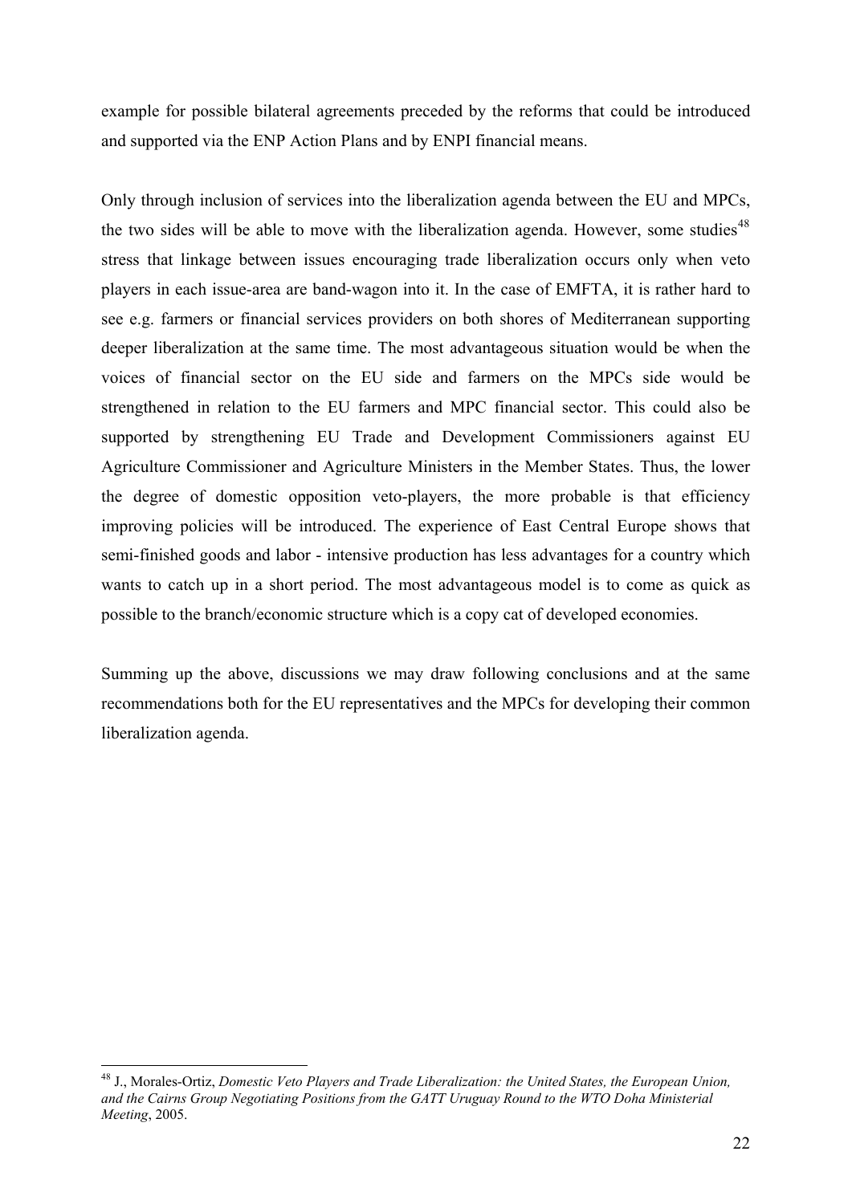example for possible bilateral agreements preceded by the reforms that could be introduced and supported via the ENP Action Plans and by ENPI financial means.

Only through inclusion of services into the liberalization agenda between the EU and MPCs, the two sides will be able to move with the liberalization agenda. However, some studies[48] stress that linkage between issues encouraging trade liberalization occurs only when veto players in each issue-area are band-wagon into it. In the case of EMFTA, it is rather hard to see e.g. farmers or financial services providers on both shores of Mediterranean supporting deeper liberalization at the same time. The most advantageous situation would be when the voices of financial sector on the EU side and farmers on the MPCs side would be strengthened in relation to the EU farmers and MPC financial sector. This could also be supported by strengthening EU Trade and Development Commissioners against EU Agriculture Commissioner and Agriculture Ministers in the Member States. Thus, the lower the degree of domestic opposition veto-players, the more probable is that efficiency improving policies will be introduced. The experience of East Central Europe shows that semi-finished goods and labor - intensive production has less advantages for a country which wants to catch up in a short period. The most advantageous model is to come as quick as possible to the branch/economic structure which is a copy cat of developed economies.

Summing up the above, discussions we may draw following conclusions and at the same recommendations both for the EU representatives and the MPCs for developing their common liberalization agenda.

---

[48] J., Morales-Ortiz, *Domestic Veto Players and Trade Liberalization: the United States, the European Union, and the Cairns Group Negotiating Positions from the GATT Uruguay Round to the WTO Doha Ministerial Meeting*, 2005.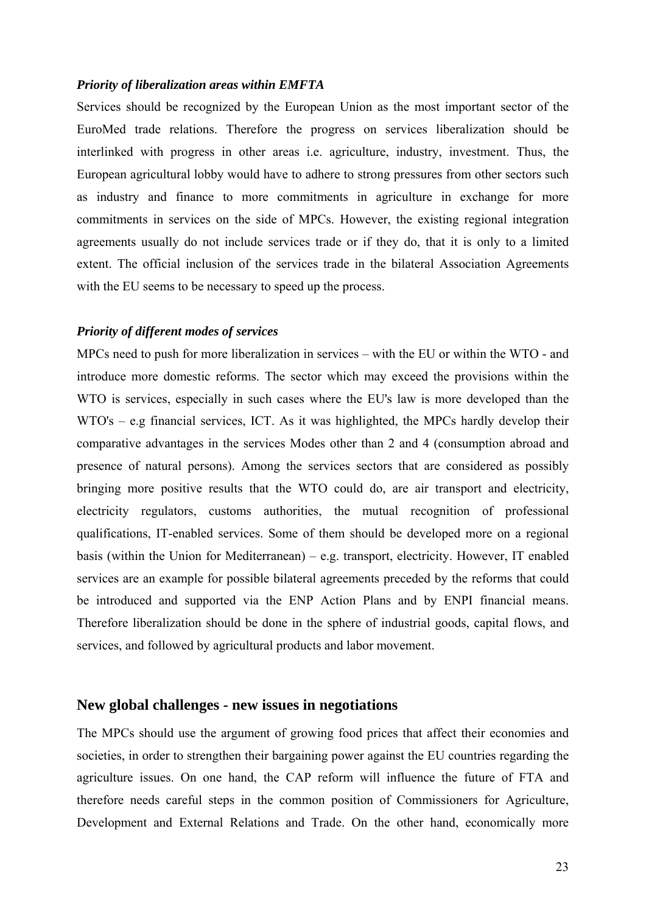***Priority of liberalization areas within EMFTA***

Services should be recognized by the European Union as the most important sector of the EuroMed trade relations. Therefore the progress on services liberalization should be interlinked with progress in other areas i.e. agriculture, industry, investment. Thus, the European agricultural lobby would have to adhere to strong pressures from other sectors such as industry and finance to more commitments in agriculture in exchange for more commitments in services on the side of MPCs. However, the existing regional integration agreements usually do not include services trade or if they do, that it is only to a limited extent. The official inclusion of the services trade in the bilateral Association Agreements with the EU seems to be necessary to speed up the process.

***Priority of different modes of services***

MPCs need to push for more liberalization in services – with the EU or within the WTO - and introduce more domestic reforms. The sector which may exceed the provisions within the WTO is services, especially in such cases where the EU's law is more developed than the WTO's – e.g financial services, ICT. As it was highlighted, the MPCs hardly develop their comparative advantages in the services Modes other than 2 and 4 (consumption abroad and presence of natural persons). Among the services sectors that are considered as possibly bringing more positive results that the WTO could do, are air transport and electricity, electricity regulators, customs authorities, the mutual recognition of professional qualifications, IT-enabled services. Some of them should be developed more on a regional basis (within the Union for Mediterranean) – e.g. transport, electricity. However, IT enabled services are an example for possible bilateral agreements preceded by the reforms that could be introduced and supported via the ENP Action Plans and by ENPI financial means. Therefore liberalization should be done in the sphere of industrial goods, capital flows, and services, and followed by agricultural products and labor movement.

## New global challenges - new issues in negotiations

The MPCs should use the argument of growing food prices that affect their economies and societies, in order to strengthen their bargaining power against the EU countries regarding the agriculture issues. On one hand, the CAP reform will influence the future of FTA and therefore needs careful steps in the common position of Commissioners for Agriculture, Development and External Relations and Trade. On the other hand, economically more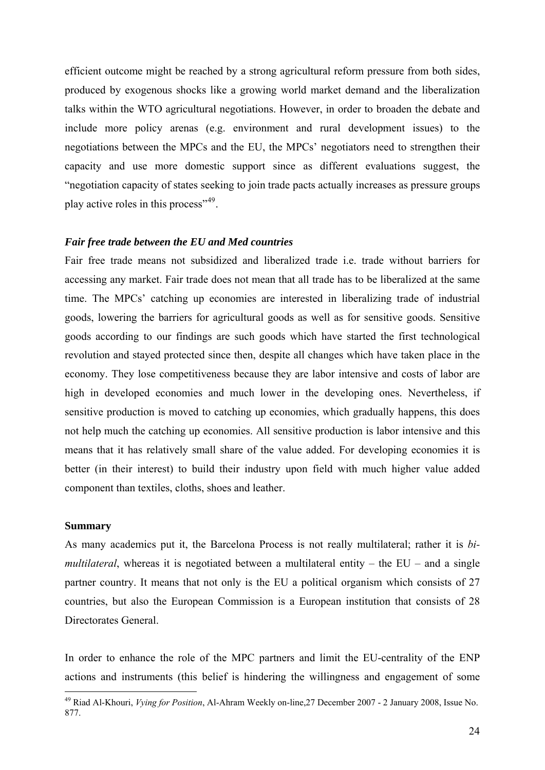efficient outcome might be reached by a strong agricultural reform pressure from both sides, produced by exogenous shocks like a growing world market demand and the liberalization talks within the WTO agricultural negotiations. However, in order to broaden the debate and include more policy arenas (e.g. environment and rural development issues) to the negotiations between the MPCs and the EU, the MPCs' negotiators need to strengthen their capacity and use more domestic support since as different evaluations suggest, the "negotiation capacity of states seeking to join trade pacts actually increases as pressure groups play active roles in this process"[49].

### *Fair free trade between the EU and Med countries*

Fair free trade means not subsidized and liberalized trade i.e. trade without barriers for accessing any market. Fair trade does not mean that all trade has to be liberalized at the same time. The MPCs' catching up economies are interested in liberalizing trade of industrial goods, lowering the barriers for agricultural goods as well as for sensitive goods. Sensitive goods according to our findings are such goods which have started the first technological revolution and stayed protected since then, despite all changes which have taken place in the economy. They lose competitiveness because they are labor intensive and costs of labor are high in developed economies and much lower in the developing ones. Nevertheless, if sensitive production is moved to catching up economies, which gradually happens, this does not help much the catching up economies. All sensitive production is labor intensive and this means that it has relatively small share of the value added. For developing economies it is better (in their interest) to build their industry upon field with much higher value added component than textiles, cloths, shoes and leather.

### **Summary**

As many academics put it, the Barcelona Process is not really multilateral; rather it is *bi-multilateral*, whereas it is negotiated between a multilateral entity – the EU – and a single partner country. It means that not only is the EU a political organism which consists of 27 countries, but also the European Commission is a European institution that consists of 28 Directorates General.

In order to enhance the role of the MPC partners and limit the EU-centrality of the ENP actions and instruments (this belief is hindering the willingness and engagement of some

---

[49] Riad Al-Khouri, *Vying for Position*, Al-Ahram Weekly on-line,27 December 2007 - 2 January 2008, Issue No. 877.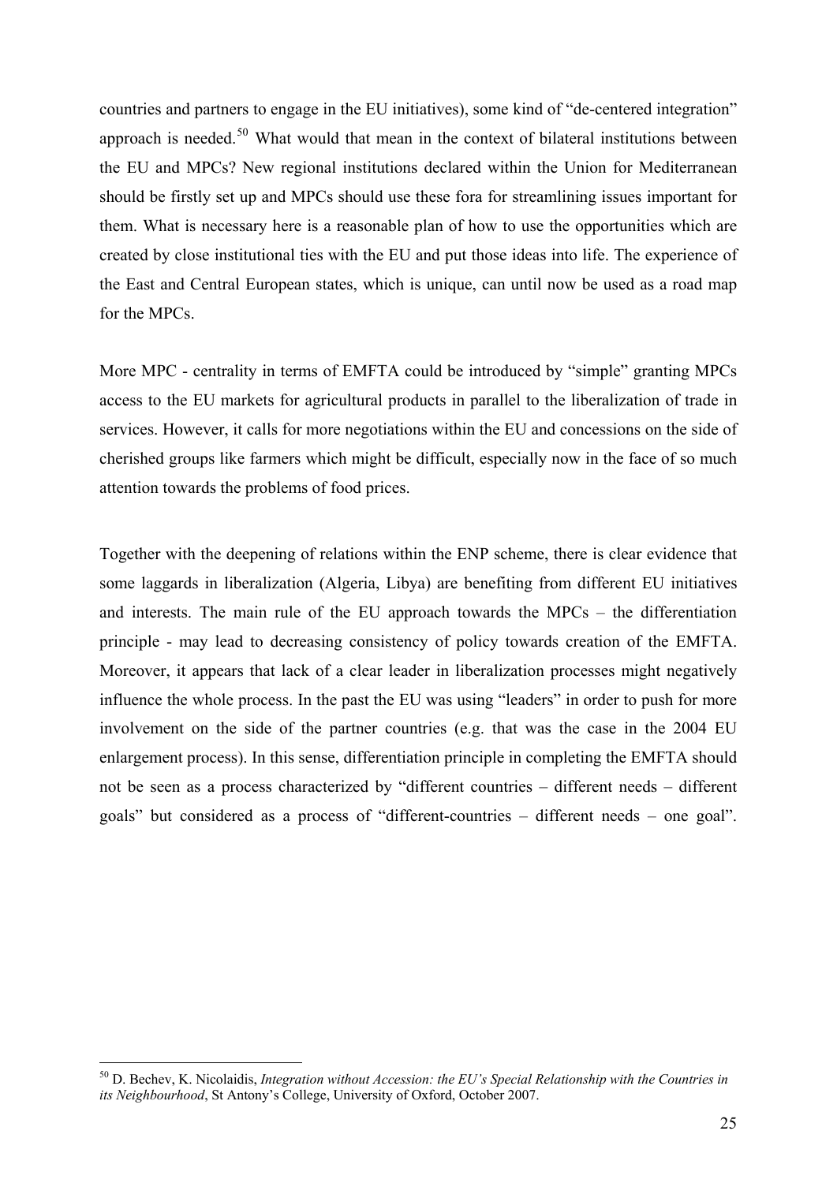countries and partners to engage in the EU initiatives), some kind of "de-centered integration" approach is needed.[50] What would that mean in the context of bilateral institutions between the EU and MPCs? New regional institutions declared within the Union for Mediterranean should be firstly set up and MPCs should use these fora for streamlining issues important for them. What is necessary here is a reasonable plan of how to use the opportunities which are created by close institutional ties with the EU and put those ideas into life. The experience of the East and Central European states, which is unique, can until now be used as a road map for the MPCs.

More MPC - centrality in terms of EMFTA could be introduced by "simple" granting MPCs access to the EU markets for agricultural products in parallel to the liberalization of trade in services. However, it calls for more negotiations within the EU and concessions on the side of cherished groups like farmers which might be difficult, especially now in the face of so much attention towards the problems of food prices.

Together with the deepening of relations within the ENP scheme, there is clear evidence that some laggards in liberalization (Algeria, Libya) are benefiting from different EU initiatives and interests. The main rule of the EU approach towards the MPCs – the differentiation principle - may lead to decreasing consistency of policy towards creation of the EMFTA. Moreover, it appears that lack of a clear leader in liberalization processes might negatively influence the whole process. In the past the EU was using "leaders" in order to push for more involvement on the side of the partner countries (e.g. that was the case in the 2004 EU enlargement process). In this sense, differentiation principle in completing the EMFTA should not be seen as a process characterized by "different countries – different needs – different goals" but considered as a process of "different-countries – different needs – one goal".

---

[50] D. Bechev, K. Nicolaidis, *Integration without Accession: the EU's Special Relationship with the Countries in its Neighbourhood*, St Antony's College, University of Oxford, October 2007.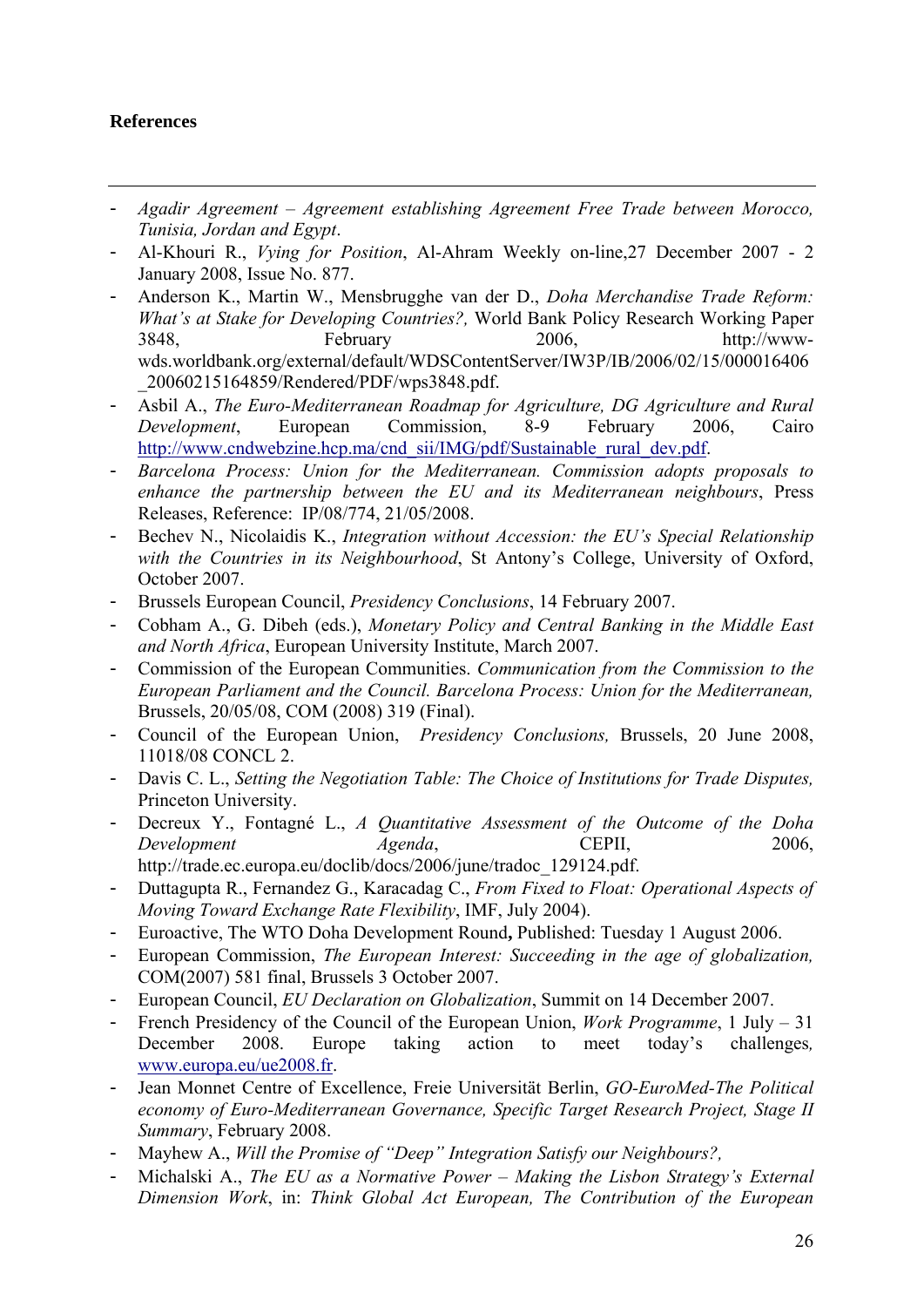**References**

---

- *Agadir Agreement – Agreement establishing Agreement Free Trade between Morocco, Tunisia, Jordan and Egypt*.
- Al-Khouri R., *Vying for Position*, Al-Ahram Weekly on-line,27 December 2007 - 2 January 2008, Issue No. 877.
- Anderson K., Martin W., Mensbrugghe van der D., *Doha Merchandise Trade Reform: What's at Stake for Developing Countries?,* World Bank Policy Research Working Paper 3848, February 2006, http://www-wds.worldbank.org/external/default/WDSContentServer/IW3P/IB/2006/02/15/000016406_20060215164859/Rendered/PDF/wps3848.pdf.
- Asbil A., *The Euro-Mediterranean Roadmap for Agriculture, DG Agriculture and Rural Development*, European Commission, 8-9 February 2006, Cairo http://www.cndwebzine.hcp.ma/cnd_sii/IMG/pdf/Sustainable_rural_dev.pdf.
- *Barcelona Process: Union for the Mediterranean. Commission adopts proposals to enhance the partnership between the EU and its Mediterranean neighbours*, Press Releases, Reference: IP/08/774, 21/05/2008.
- Bechev N., Nicolaidis K., *Integration without Accession: the EU's Special Relationship with the Countries in its Neighbourhood*, St Antony's College, University of Oxford, October 2007.
- Brussels European Council, *Presidency Conclusions*, 14 February 2007.
- Cobham A., G. Dibeh (eds.), *Monetary Policy and Central Banking in the Middle East and North Africa*, European University Institute, March 2007.
- Commission of the European Communities. *Communication from the Commission to the European Parliament and the Council. Barcelona Process: Union for the Mediterranean,* Brussels, 20/05/08, COM (2008) 319 (Final).
- Council of the European Union, *Presidency Conclusions,* Brussels, 20 June 2008, 11018/08 CONCL 2.
- Davis C. L., *Setting the Negotiation Table: The Choice of Institutions for Trade Disputes,* Princeton University.
- Decreux Y., Fontagné L., *A Quantitative Assessment of the Outcome of the Doha Development Agenda*, CEPII, 2006, http://trade.ec.europa.eu/doclib/docs/2006/june/tradoc_129124.pdf.
- Duttagupta R., Fernandez G., Karacadag C., *From Fixed to Float: Operational Aspects of Moving Toward Exchange Rate Flexibility*, IMF, July 2004).
- Euroactive, The WTO Doha Development Round**,** Published: Tuesday 1 August 2006.
- European Commission, *The European Interest: Succeeding in the age of globalization,* COM(2007) 581 final, Brussels 3 October 2007.
- European Council, *EU Declaration on Globalization*, Summit on 14 December 2007.
- French Presidency of the Council of the European Union, *Work Programme*, 1 July – 31 December 2008. Europe taking action to meet today's challenges*,* www.europa.eu/ue2008.fr.
- Jean Monnet Centre of Excellence, Freie Universität Berlin, *GO-EuroMed-The Political economy of Euro-Mediterranean Governance, Specific Target Research Project, Stage II Summary*, February 2008.
- Mayhew A., *Will the Promise of "Deep" Integration Satisfy our Neighbours?,*
- Michalski A., *The EU as a Normative Power – Making the Lisbon Strategy's External Dimension Work*, in: *Think Global Act European, The Contribution of the European*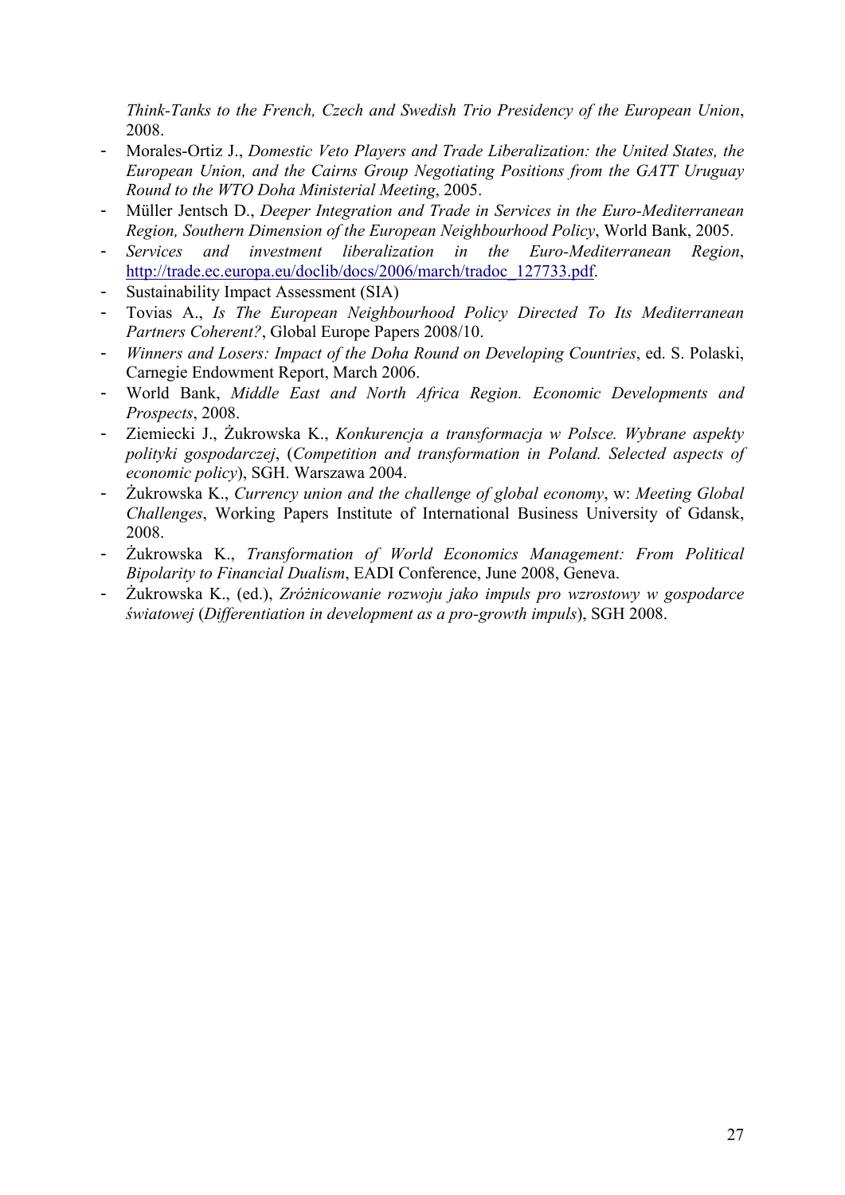*Think-Tanks to the French, Czech and Swedish Trio Presidency of the European Union*, 2008.

- Morales-Ortiz J., *Domestic Veto Players and Trade Liberalization: the United States, the European Union, and the Cairns Group Negotiating Positions from the GATT Uruguay Round to the WTO Doha Ministerial Meeting*, 2005.
- Müller Jentsch D., *Deeper Integration and Trade in Services in the Euro-Mediterranean Region, Southern Dimension of the European Neighbourhood Policy*, World Bank, 2005.
- *Services and investment liberalization in the Euro-Mediterranean Region*, http://trade.ec.europa.eu/doclib/docs/2006/march/tradoc_127733.pdf.
- Sustainability Impact Assessment (SIA)
- Tovias A., *Is The European Neighbourhood Policy Directed To Its Mediterranean Partners Coherent?*, Global Europe Papers 2008/10.
- *Winners and Losers: Impact of the Doha Round on Developing Countries*, ed. S. Polaski, Carnegie Endowment Report, March 2006.
- World Bank, *Middle East and North Africa Region. Economic Developments and Prospects*, 2008.
- Ziemiecki J., Żukrowska K., *Konkurencja a transformacja w Polsce. Wybrane aspekty polityki gospodarczej*, (*Competition and transformation in Poland. Selected aspects of economic policy*), SGH. Warszawa 2004.
- Żukrowska K., *Currency union and the challenge of global economy*, w: *Meeting Global Challenges*, Working Papers Institute of International Business University of Gdansk, 2008.
- Żukrowska K., *Transformation of World Economics Management: From Political Bipolarity to Financial Dualism*, EADI Conference, June 2008, Geneva.
- Żukrowska K., (ed.), *Zróżnicowanie rozwoju jako impuls pro wzrostowy w gospodarce światowej* (*Differentiation in development as a pro-growth impuls*), SGH 2008.